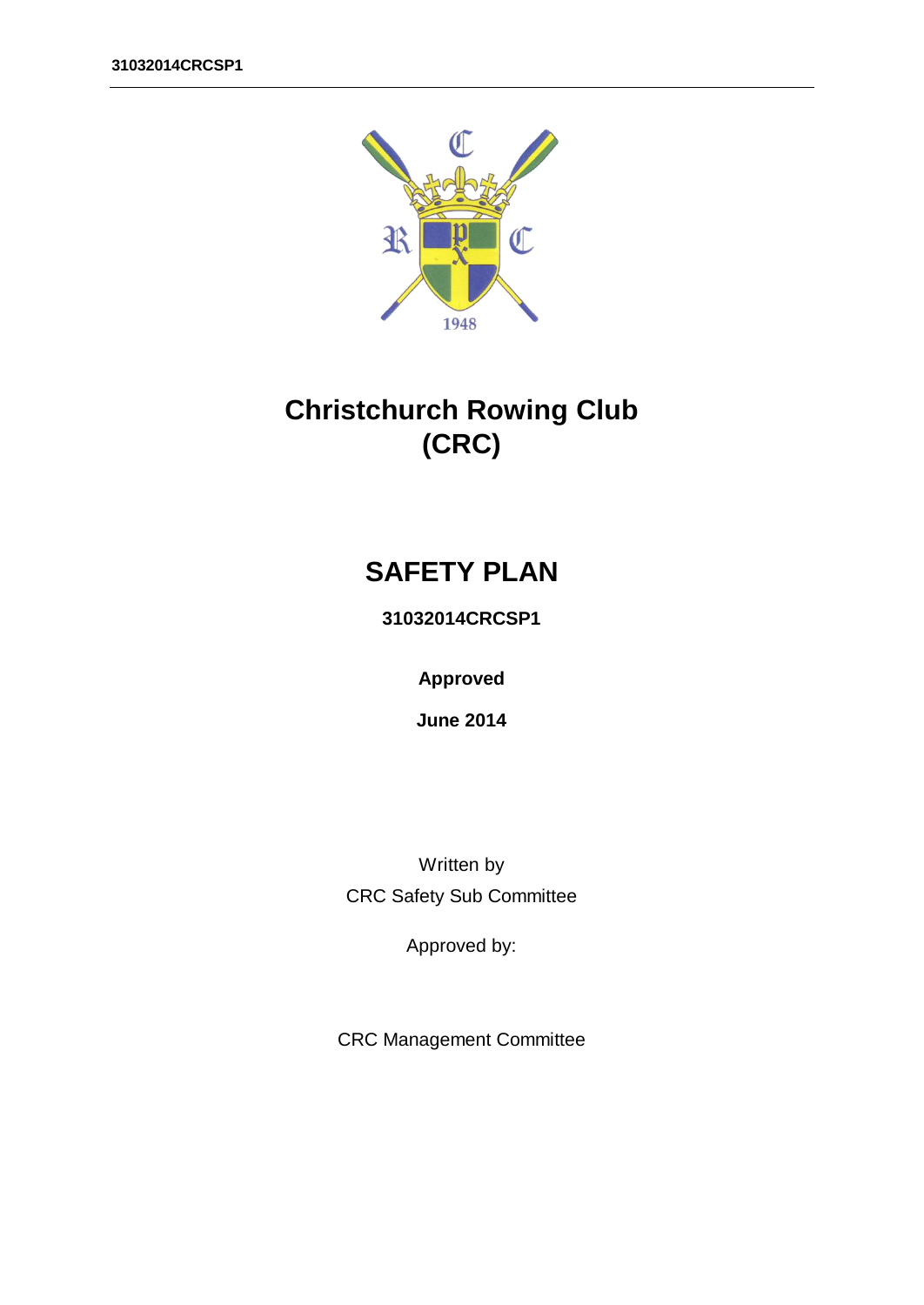# Christchurch Rowing Club (CRC)

# SAFETY PLAN

**31032014CRCSP1**

**Approved**

**June 2014**

Written by

CRC Safety Sub Committee

Approved by:

CRC Management Committee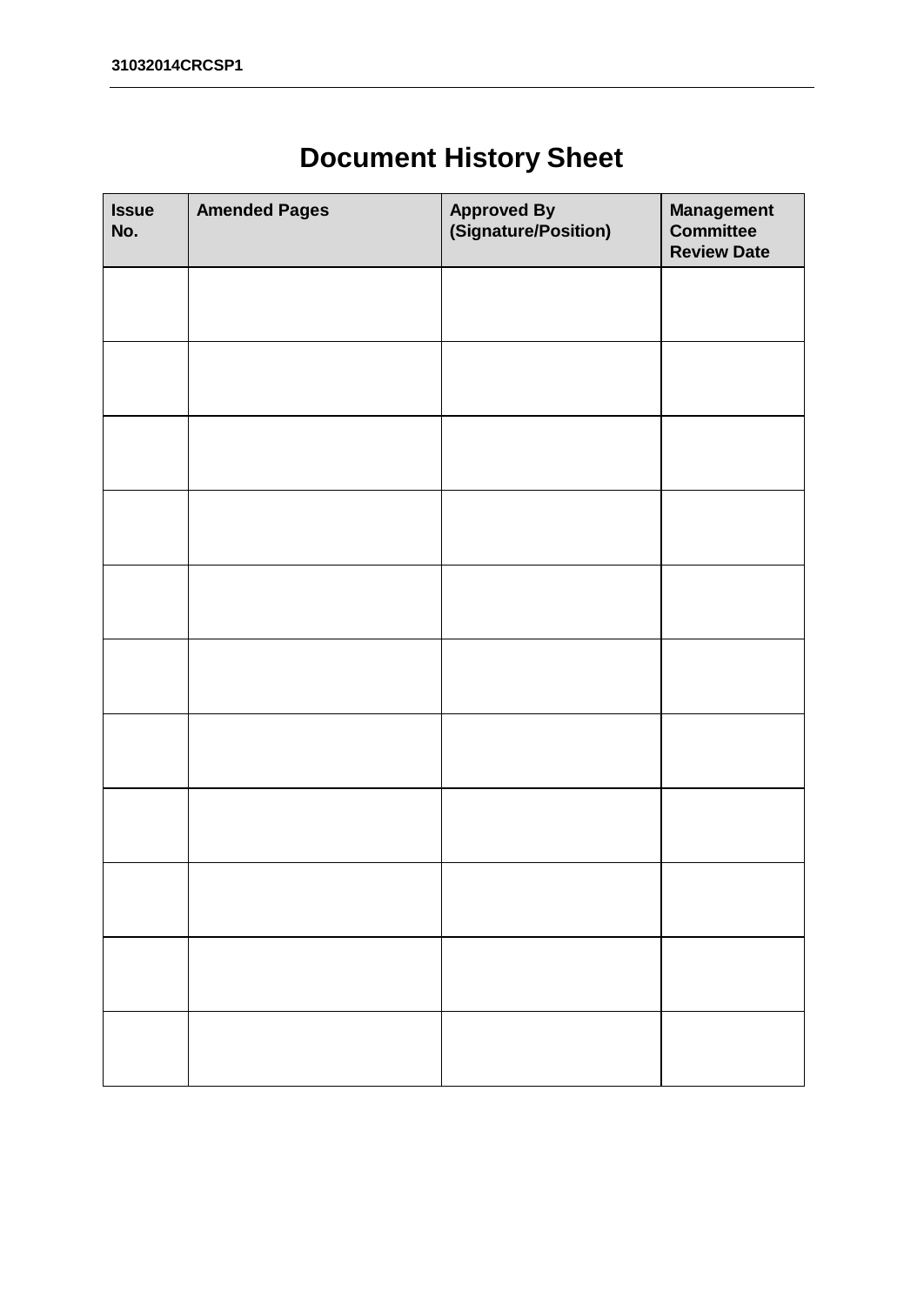# Document History Sheet

| Issue No. | Amended Pages | Approved By (Signature/Position) | Management Committee Review Date |
|---|---|---|---|
| | | | |
| | | | |
| | | | |
| | | | |
| | | | |
| | | | |
| | | | |
| | | | |
| | | | |
| | | | |
| | | | |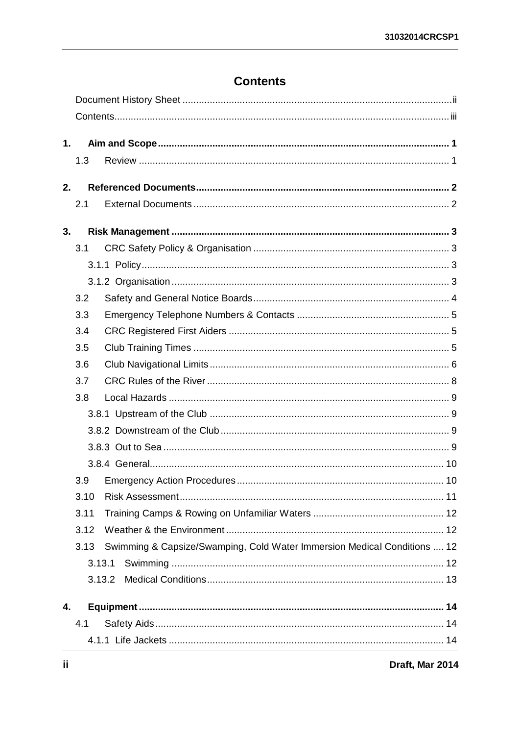# Contents

Document History Sheet ii

Contents iii

**1. Aim and Scope 1**

- 1.3 Review 1

**2. Referenced Documents 2**

- 2.1 External Documents 2

**3. Risk Management 3**

- 3.1 CRC Safety Policy & Organisation 3
  - 3.1.1 Policy 3
  - 3.1.2 Organisation 3
- 3.2 Safety and General Notice Boards 4
- 3.3 Emergency Telephone Numbers & Contacts 5
- 3.4 CRC Registered First Aiders 5
- 3.5 Club Training Times 5
- 3.6 Club Navigational Limits 6
- 3.7 CRC Rules of the River 8
- 3.8 Local Hazards 9
  - 3.8.1 Upstream of the Club 9
  - 3.8.2 Downstream of the Club 9
  - 3.8.3 Out to Sea 9
  - 3.8.4 General 10
- 3.9 Emergency Action Procedures 10
- 3.10 Risk Assessment 11
- 3.11 Training Camps & Rowing on Unfamiliar Waters 12
- 3.12 Weather & the Environment 12
- 3.13 Swimming & Capsize/Swamping, Cold Water Immersion Medical Conditions 12
  - 3.13.1 Swimming 12
  - 3.13.2 Medical Conditions 13

**4. Equipment 14**

- 4.1 Safety Aids 14
  - 4.1.1 Life Jackets 14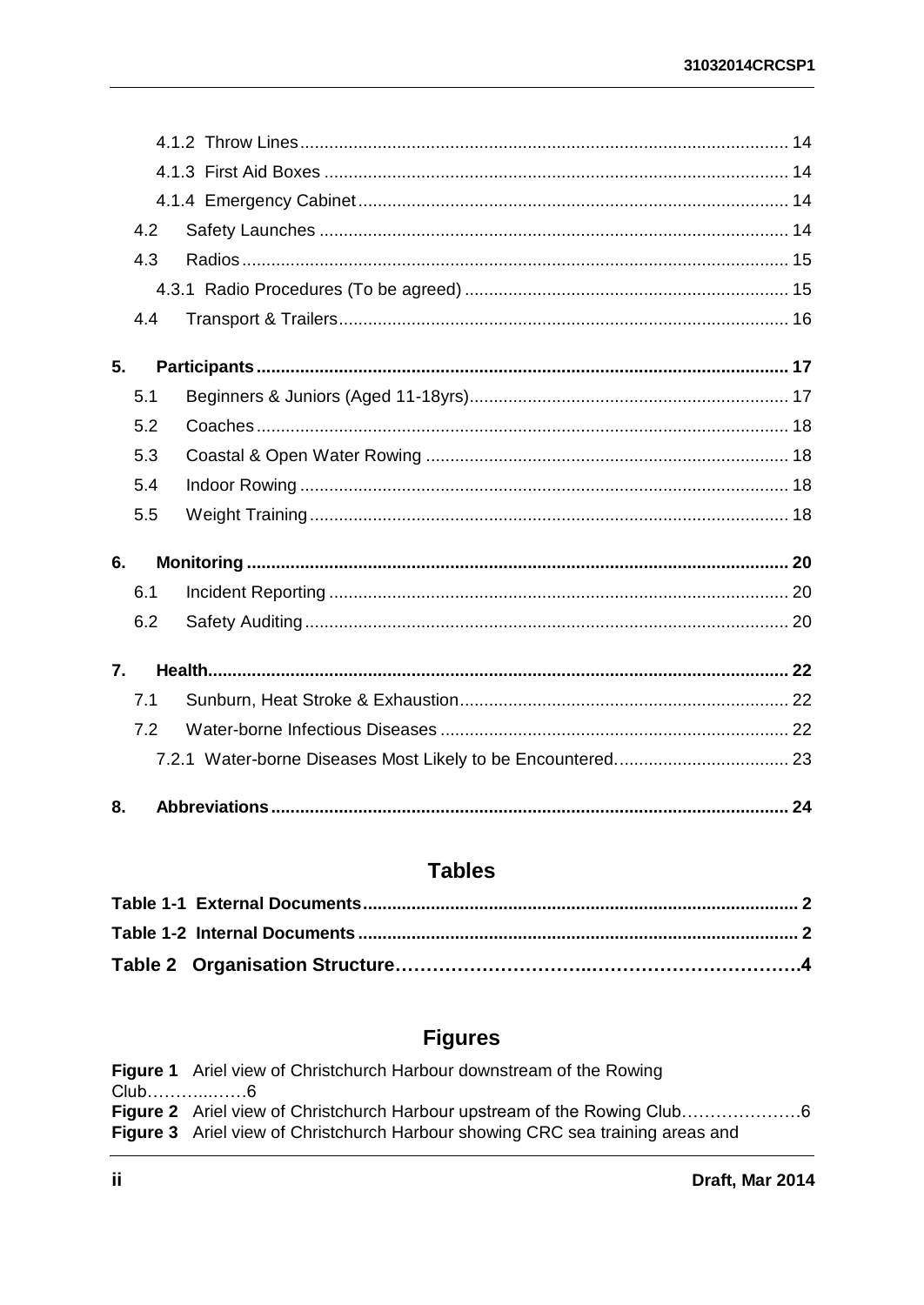4.1.2 Throw Lines 14

4.1.3 First Aid Boxes 14

4.1.4 Emergency Cabinet 14

4.2 Safety Launches 14

4.3 Radios 15

4.3.1 Radio Procedures (To be agreed) 15

4.4 Transport & Trailers 16

**5. Participants 17**

5.1 Beginners & Juniors (Aged 11-18yrs) 17

5.2 Coaches 18

5.3 Coastal & Open Water Rowing 18

5.4 Indoor Rowing 18

5.5 Weight Training 18

**6. Monitoring 20**

6.1 Incident Reporting 20

6.2 Safety Auditing 20

**7. Health 22**

7.1 Sunburn, Heat Stroke & Exhaustion 22

7.2 Water-borne Infectious Diseases 22

7.2.1 Water-borne Diseases Most Likely to be Encountered 23

**8. Abbreviations 24**

## Tables

**Table 1-1 External Documents 2**

**Table 1-2 Internal Documents 2**

**Table 2 Organisation Structure 4**

## Figures

**Figure 1** Ariel view of Christchurch Harbour downstream of the Rowing Club 6

**Figure 2** Ariel view of Christchurch Harbour upstream of the Rowing Club 6

**Figure 3** Ariel view of Christchurch Harbour showing CRC sea training areas and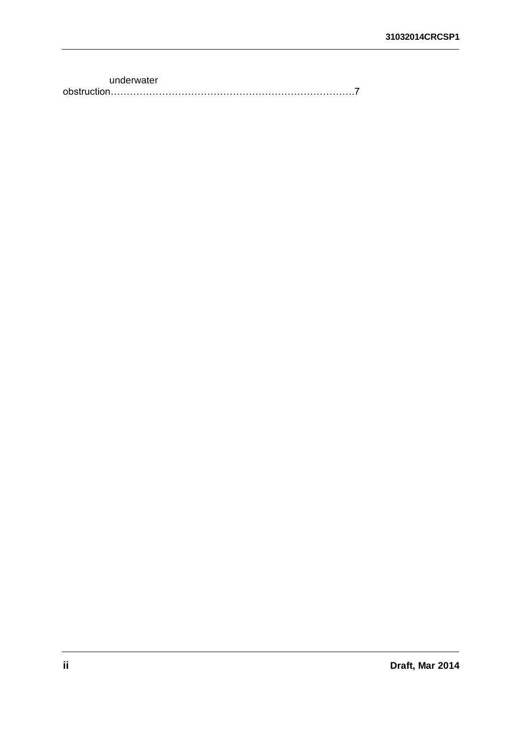underwater obstruction……………………………………………………………………7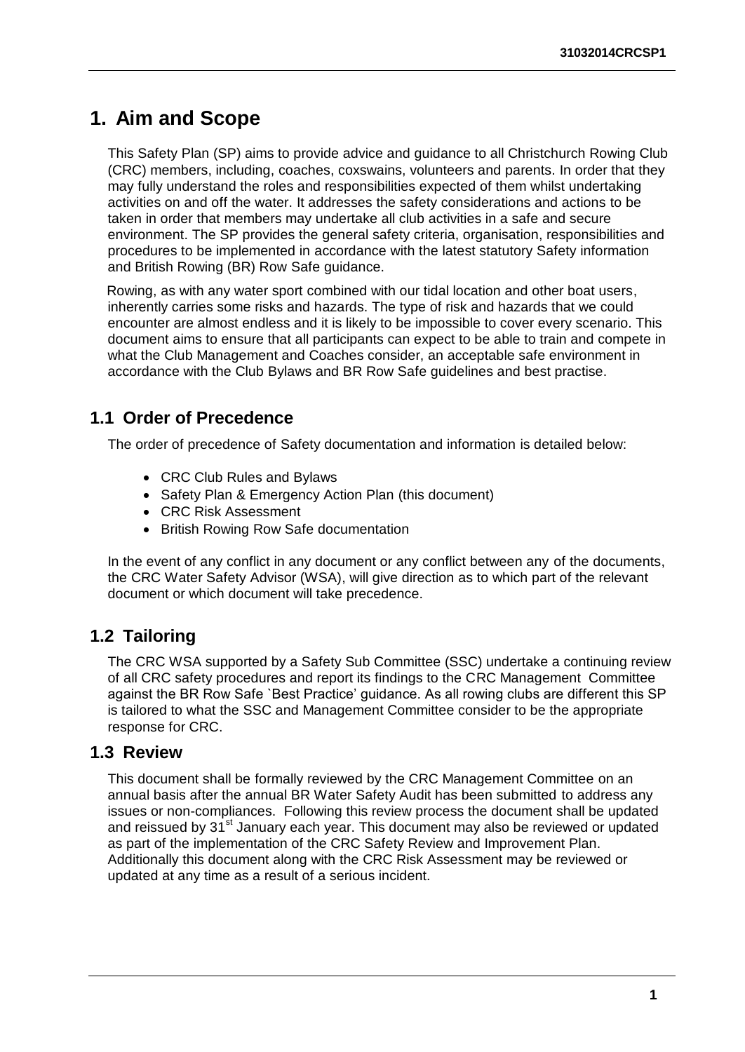# 1. Aim and Scope

This Safety Plan (SP) aims to provide advice and guidance to all Christchurch Rowing Club (CRC) members, including, coaches, coxswains, volunteers and parents. In order that they may fully understand the roles and responsibilities expected of them whilst undertaking activities on and off the water. It addresses the safety considerations and actions to be taken in order that members may undertake all club activities in a safe and secure environment. The SP provides the general safety criteria, organisation, responsibilities and procedures to be implemented in accordance with the latest statutory Safety information and British Rowing (BR) Row Safe guidance.

Rowing, as with any water sport combined with our tidal location and other boat users, inherently carries some risks and hazards. The type of risk and hazards that we could encounter are almost endless and it is likely to be impossible to cover every scenario. This document aims to ensure that all participants can expect to be able to train and compete in what the Club Management and Coaches consider, an acceptable safe environment in accordance with the Club Bylaws and BR Row Safe guidelines and best practise.

## 1.1 Order of Precedence

The order of precedence of Safety documentation and information is detailed below:

- CRC Club Rules and Bylaws
- Safety Plan & Emergency Action Plan (this document)
- CRC Risk Assessment
- British Rowing Row Safe documentation

In the event of any conflict in any document or any conflict between any of the documents, the CRC Water Safety Advisor (WSA), will give direction as to which part of the relevant document or which document will take precedence.

## 1.2 Tailoring

The CRC WSA supported by a Safety Sub Committee (SSC) undertake a continuing review of all CRC safety procedures and report its findings to the CRC Management Committee against the BR Row Safe `Best Practice' guidance. As all rowing clubs are different this SP is tailored to what the SSC and Management Committee consider to be the appropriate response for CRC.

## 1.3 Review

This document shall be formally reviewed by the CRC Management Committee on an annual basis after the annual BR Water Safety Audit has been submitted to address any issues or non-compliances. Following this review process the document shall be updated and reissued by 31st January each year. This document may also be reviewed or updated as part of the implementation of the CRC Safety Review and Improvement Plan. Additionally this document along with the CRC Risk Assessment may be reviewed or updated at any time as a result of a serious incident.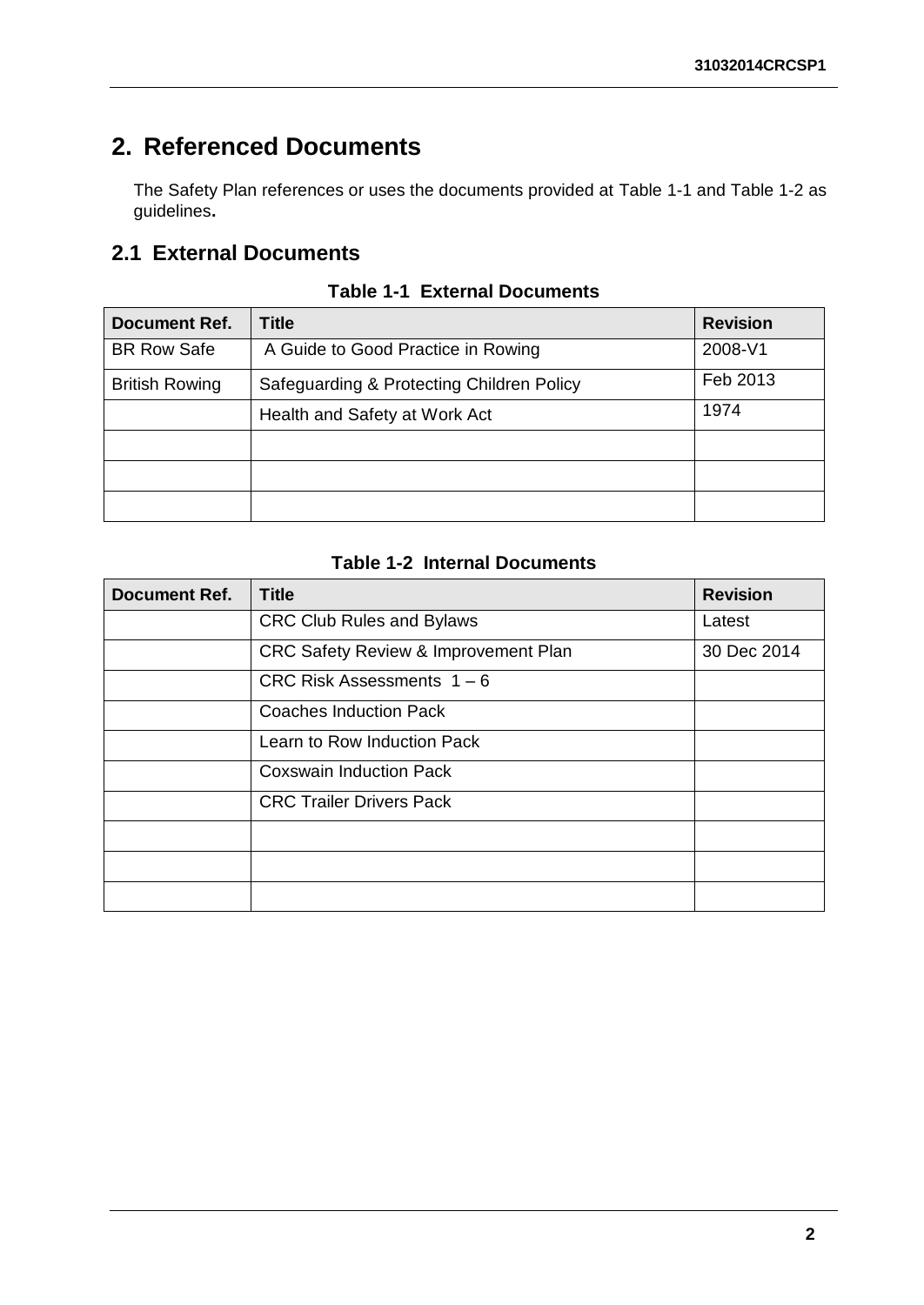## 2. Referenced Documents

The Safety Plan references or uses the documents provided at Table 1-1 and Table 1-2 as guidelines**.**

### 2.1 External Documents

**Table 1-1 External Documents**

| Document Ref. | Title | Revision |
|---|---|---|
| BR Row Safe | A Guide to Good Practice in Rowing | 2008-V1 |
| British Rowing | Safeguarding & Protecting Children Policy | Feb 2013 |
| | Health and Safety at Work Act | 1974 |
| | | |
| | | |
| | | |

**Table 1-2 Internal Documents**

| Document Ref. | Title | Revision |
|---|---|---|
| | CRC Club Rules and Bylaws | Latest |
| | CRC Safety Review & Improvement Plan | 30 Dec 2014 |
| | CRC Risk Assessments 1 – 6 | |
| | Coaches Induction Pack | |
| | Learn to Row Induction Pack | |
| | Coxswain Induction Pack | |
| | CRC Trailer Drivers Pack | |
| | | |
| | | |
| | | |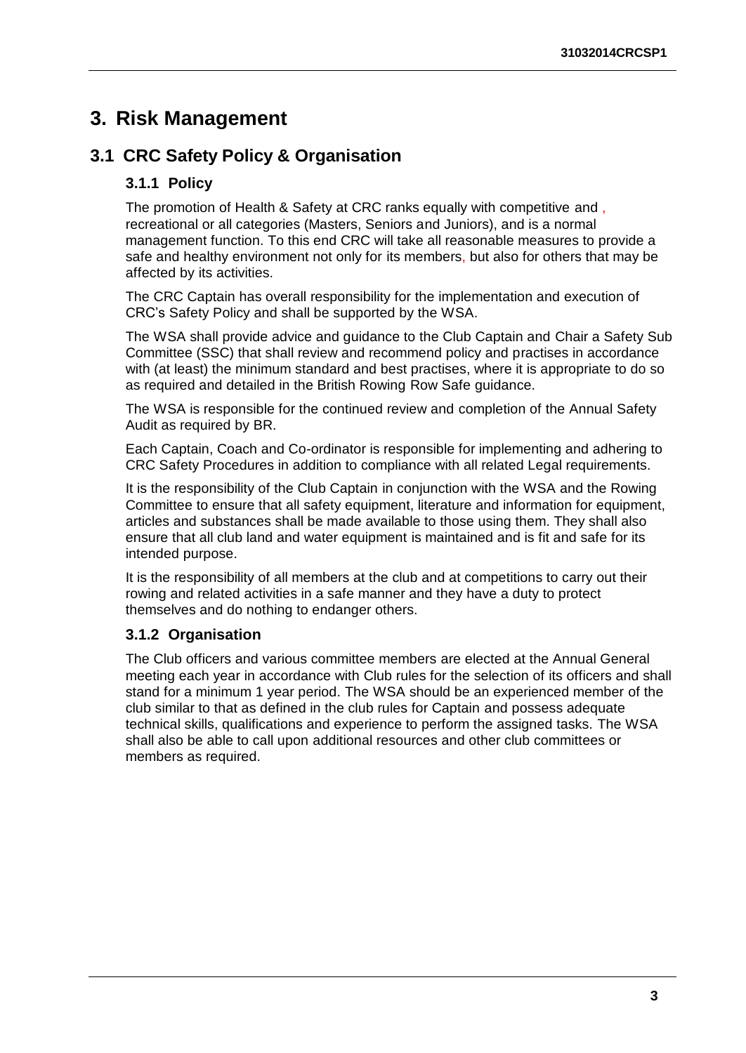# 3. Risk Management

## 3.1 CRC Safety Policy & Organisation

### 3.1.1 Policy

The promotion of Health & Safety at CRC ranks equally with competitive and , recreational or all categories (Masters, Seniors and Juniors), and is a normal management function. To this end CRC will take all reasonable measures to provide a safe and healthy environment not only for its members, but also for others that may be affected by its activities.

The CRC Captain has overall responsibility for the implementation and execution of CRC's Safety Policy and shall be supported by the WSA.

The WSA shall provide advice and guidance to the Club Captain and Chair a Safety Sub Committee (SSC) that shall review and recommend policy and practises in accordance with (at least) the minimum standard and best practises, where it is appropriate to do so as required and detailed in the British Rowing Row Safe guidance.

The WSA is responsible for the continued review and completion of the Annual Safety Audit as required by BR.

Each Captain, Coach and Co-ordinator is responsible for implementing and adhering to CRC Safety Procedures in addition to compliance with all related Legal requirements.

It is the responsibility of the Club Captain in conjunction with the WSA and the Rowing Committee to ensure that all safety equipment, literature and information for equipment, articles and substances shall be made available to those using them. They shall also ensure that all club land and water equipment is maintained and is fit and safe for its intended purpose.

It is the responsibility of all members at the club and at competitions to carry out their rowing and related activities in a safe manner and they have a duty to protect themselves and do nothing to endanger others.

### 3.1.2 Organisation

The Club officers and various committee members are elected at the Annual General meeting each year in accordance with Club rules for the selection of its officers and shall stand for a minimum 1 year period. The WSA should be an experienced member of the club similar to that as defined in the club rules for Captain and possess adequate technical skills, qualifications and experience to perform the assigned tasks. The WSA shall also be able to call upon additional resources and other club committees or members as required.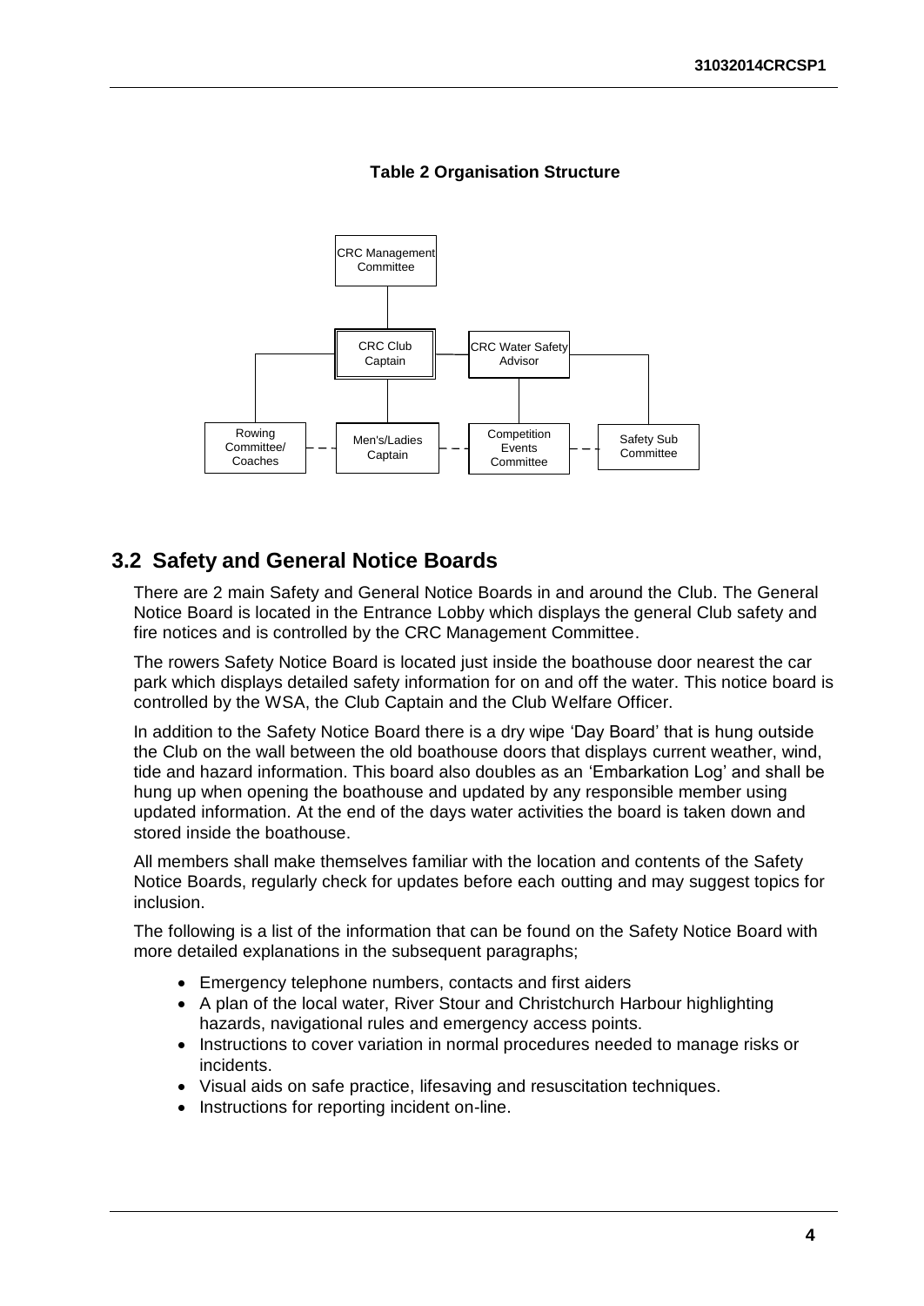**Table 2 Organisation Structure**

- CRC Management Committee
  - CRC Club Captain
    - Rowing Committee/ Coaches
    - Men's/Ladies Captain
  - CRC Water Safety Advisor
    - Competition Events Committee
    - Safety Sub Committee

## 3.2 Safety and General Notice Boards

There are 2 main Safety and General Notice Boards in and around the Club. The General Notice Board is located in the Entrance Lobby which displays the general Club safety and fire notices and is controlled by the CRC Management Committee.

The rowers Safety Notice Board is located just inside the boathouse door nearest the car park which displays detailed safety information for on and off the water. This notice board is controlled by the WSA, the Club Captain and the Club Welfare Officer.

In addition to the Safety Notice Board there is a dry wipe 'Day Board' that is hung outside the Club on the wall between the old boathouse doors that displays current weather, wind, tide and hazard information. This board also doubles as an 'Embarkation Log' and shall be hung up when opening the boathouse and updated by any responsible member using updated information. At the end of the days water activities the board is taken down and stored inside the boathouse.

All members shall make themselves familiar with the location and contents of the Safety Notice Boards, regularly check for updates before each outting and may suggest topics for inclusion.

The following is a list of the information that can be found on the Safety Notice Board with more detailed explanations in the subsequent paragraphs;

- Emergency telephone numbers, contacts and first aiders
- A plan of the local water, River Stour and Christchurch Harbour highlighting hazards, navigational rules and emergency access points.
- Instructions to cover variation in normal procedures needed to manage risks or incidents.
- Visual aids on safe practice, lifesaving and resuscitation techniques.
- Instructions for reporting incident on-line.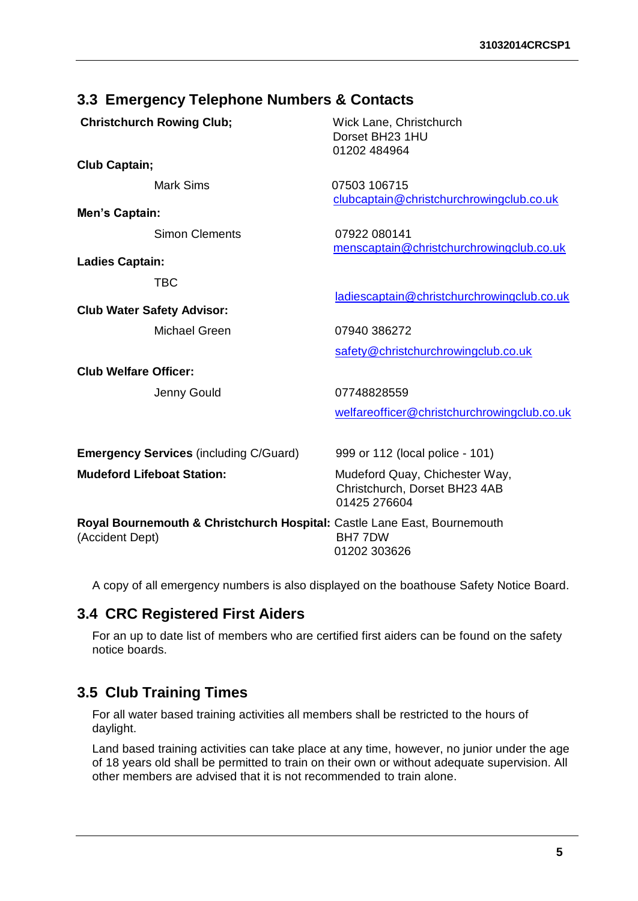## 3.3 Emergency Telephone Numbers & Contacts

| | |
|---|---|
| **Christchurch Rowing Club;** | Wick Lane, Christchurch<br>Dorset BH23 1HU<br>01202 484964 |
| **Club Captain;** | |
| Mark Sims | 07503 106715<br>clubcaptain@christchurchrowingclub.co.uk |
| **Men's Captain:** | |
| Simon Clements | 07922 080141<br>menscaptain@christchurchrowingclub.co.uk |
| **Ladies Captain:** | |
| TBC | ladiescaptain@christchurchrowingclub.co.uk |
| **Club Water Safety Advisor:** | |
| Michael Green | 07940 386272<br>safety@christchurchrowingclub.co.uk |
| **Club Welfare Officer:** | |
| Jenny Gould | 07748828559<br>welfareofficer@christchurchrowingclub.co.uk |
| **Emergency Services** (including C/Guard) | 999 or 112 (local police - 101) |
| **Mudeford Lifeboat Station:** | Mudeford Quay, Chichester Way,<br>Christchurch, Dorset BH23 4AB<br>01425 276604 |
| **Royal Bournemouth & Christchurch Hospital:**<br>(Accident Dept) | Castle Lane East, Bournemouth<br>BH7 7DW<br>01202 303626 |

A copy of all emergency numbers is also displayed on the boathouse Safety Notice Board.

## 3.4 CRC Registered First Aiders

For an up to date list of members who are certified first aiders can be found on the safety notice boards.

## 3.5 Club Training Times

For all water based training activities all members shall be restricted to the hours of daylight.

Land based training activities can take place at any time, however, no junior under the age of 18 years old shall be permitted to train on their own or without adequate supervision. All other members are advised that it is not recommended to train alone.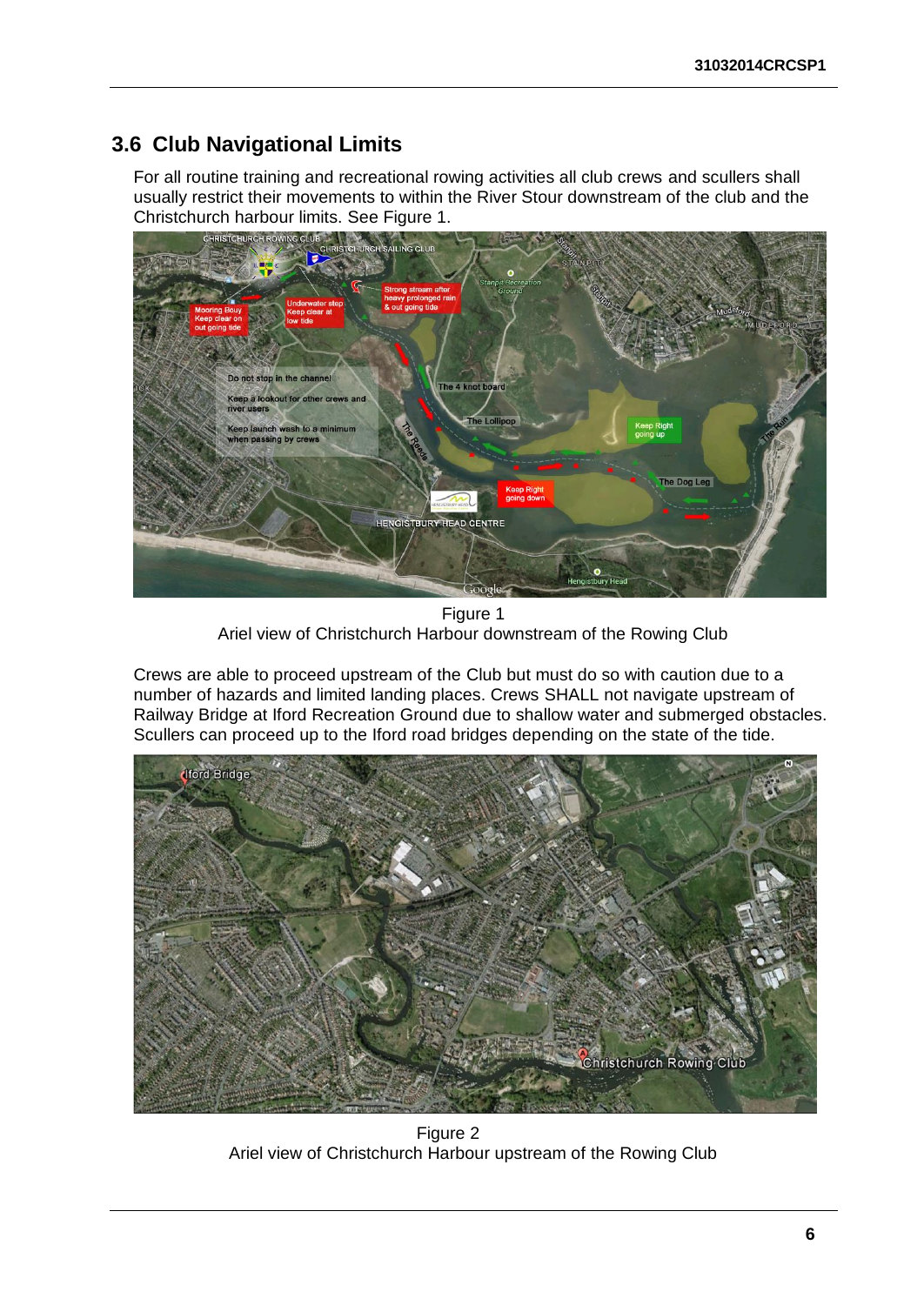## 3.6 Club Navigational Limits

For all routine training and recreational rowing activities all club crews and scullers shall usually restrict their movements to within the River Stour downstream of the club and the Christchurch harbour limits. See Figure 1.

Figure 1
Ariel view of Christchurch Harbour downstream of the Rowing Club

Crews are able to proceed upstream of the Club but must do so with caution due to a number of hazards and limited landing places. Crews SHALL not navigate upstream of Railway Bridge at Iford Recreation Ground due to shallow water and submerged obstacles. Scullers can proceed up to the Iford road bridges depending on the state of the tide.

Figure 2
Ariel view of Christchurch Harbour upstream of the Rowing Club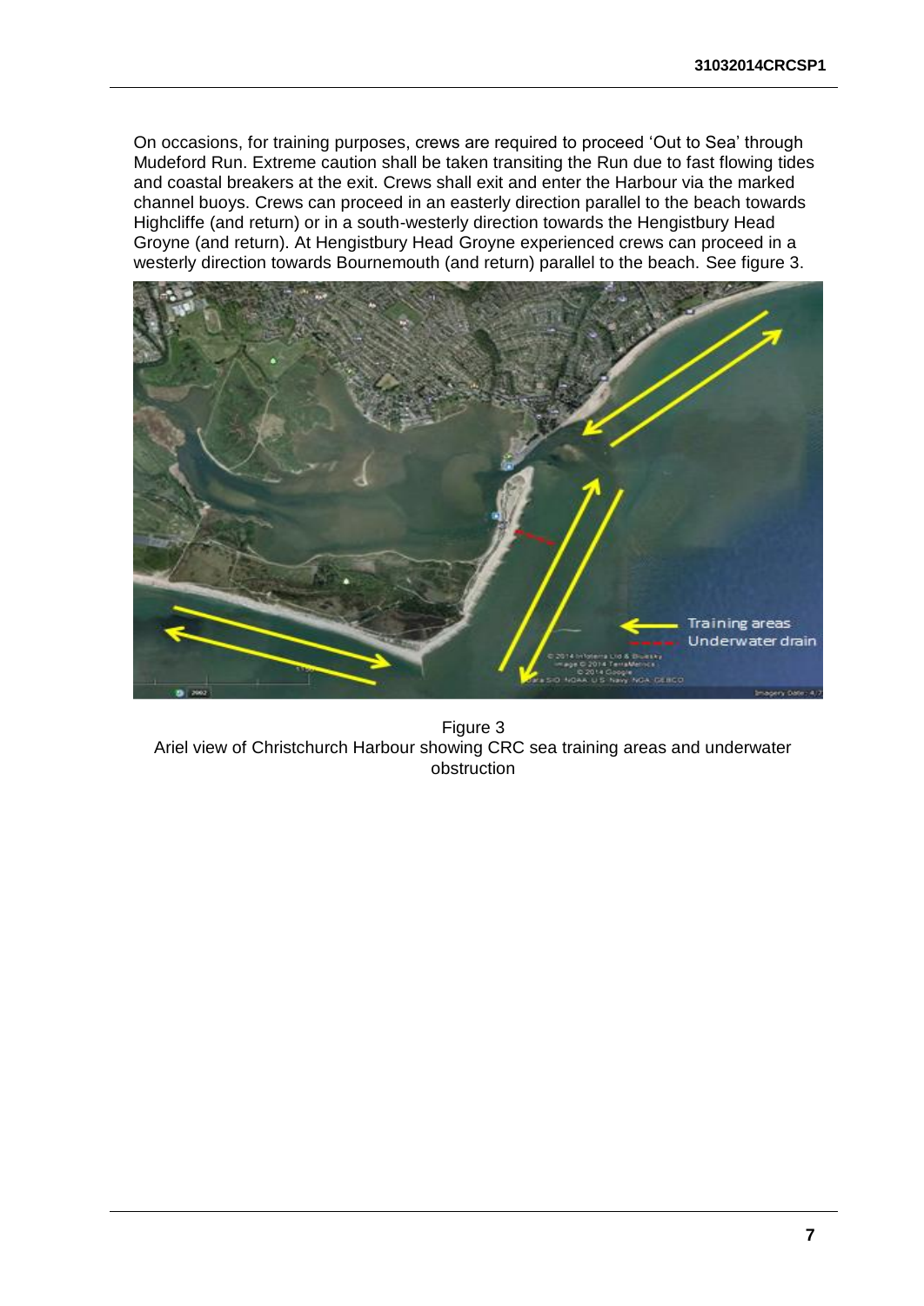On occasions, for training purposes, crews are required to proceed 'Out to Sea' through Mudeford Run. Extreme caution shall be taken transiting the Run due to fast flowing tides and coastal breakers at the exit. Crews shall exit and enter the Harbour via the marked channel buoys. Crews can proceed in an easterly direction parallel to the beach towards Highcliffe (and return) or in a south-westerly direction towards the Hengistbury Head Groyne (and return). At Hengistbury Head Groyne experienced crews can proceed in a westerly direction towards Bournemouth (and return) parallel to the beach. See figure 3.

Figure 3
Ariel view of Christchurch Harbour showing CRC sea training areas and underwater obstruction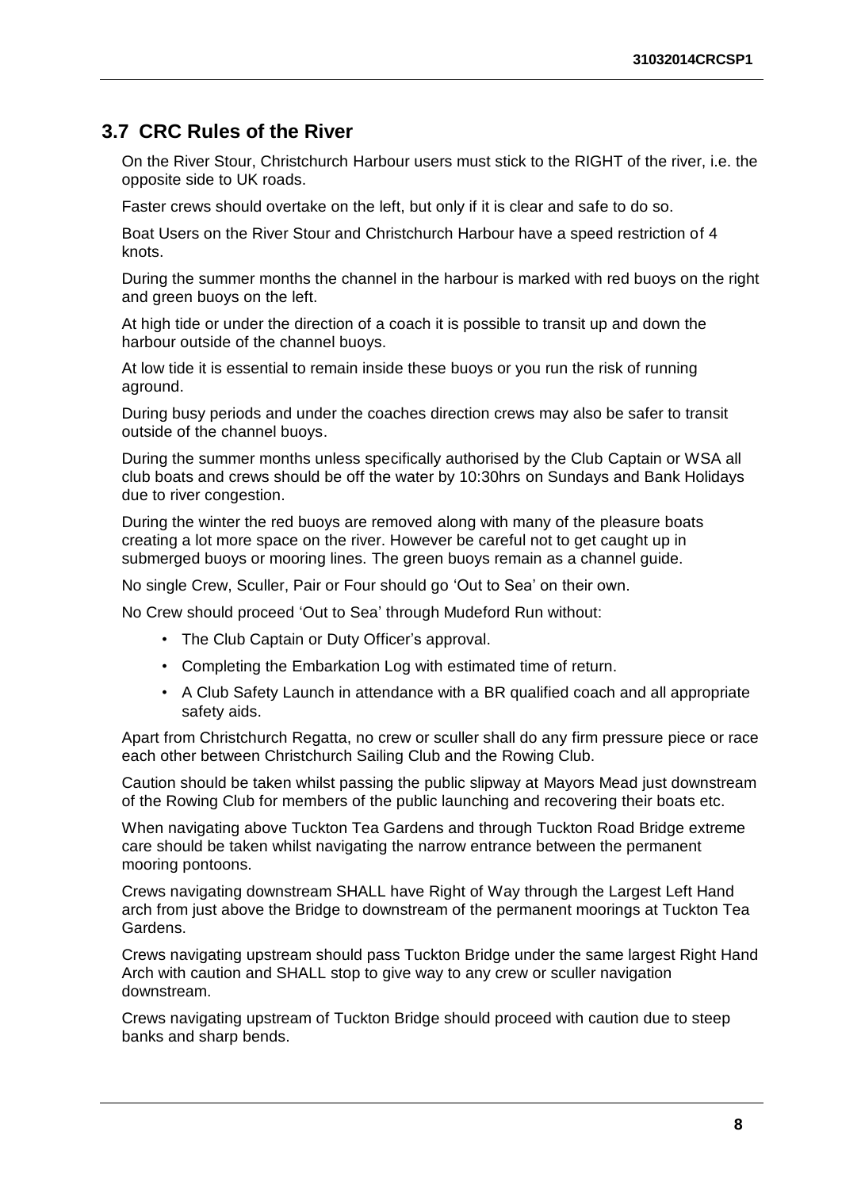## 3.7 CRC Rules of the River

On the River Stour, Christchurch Harbour users must stick to the RIGHT of the river, i.e. the opposite side to UK roads.

Faster crews should overtake on the left, but only if it is clear and safe to do so.

Boat Users on the River Stour and Christchurch Harbour have a speed restriction of 4 knots.

During the summer months the channel in the harbour is marked with red buoys on the right and green buoys on the left.

At high tide or under the direction of a coach it is possible to transit up and down the harbour outside of the channel buoys.

At low tide it is essential to remain inside these buoys or you run the risk of running aground.

During busy periods and under the coaches direction crews may also be safer to transit outside of the channel buoys.

During the summer months unless specifically authorised by the Club Captain or WSA all club boats and crews should be off the water by 10:30hrs on Sundays and Bank Holidays due to river congestion.

During the winter the red buoys are removed along with many of the pleasure boats creating a lot more space on the river. However be careful not to get caught up in submerged buoys or mooring lines. The green buoys remain as a channel guide.

No single Crew, Sculler, Pair or Four should go 'Out to Sea' on their own.

No Crew should proceed 'Out to Sea' through Mudeford Run without:

- The Club Captain or Duty Officer's approval.
- Completing the Embarkation Log with estimated time of return.
- A Club Safety Launch in attendance with a BR qualified coach and all appropriate safety aids.

Apart from Christchurch Regatta, no crew or sculler shall do any firm pressure piece or race each other between Christchurch Sailing Club and the Rowing Club.

Caution should be taken whilst passing the public slipway at Mayors Mead just downstream of the Rowing Club for members of the public launching and recovering their boats etc.

When navigating above Tuckton Tea Gardens and through Tuckton Road Bridge extreme care should be taken whilst navigating the narrow entrance between the permanent mooring pontoons.

Crews navigating downstream SHALL have Right of Way through the Largest Left Hand arch from just above the Bridge to downstream of the permanent moorings at Tuckton Tea Gardens.

Crews navigating upstream should pass Tuckton Bridge under the same largest Right Hand Arch with caution and SHALL stop to give way to any crew or sculler navigation downstream.

Crews navigating upstream of Tuckton Bridge should proceed with caution due to steep banks and sharp bends.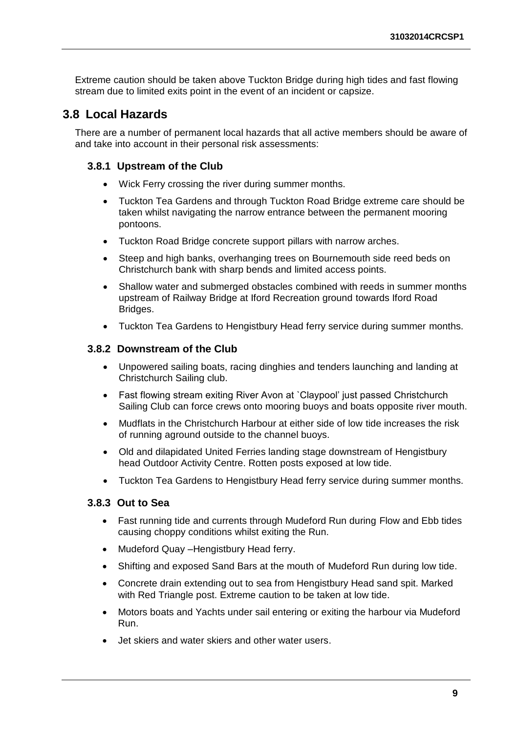Extreme caution should be taken above Tuckton Bridge during high tides and fast flowing stream due to limited exits point in the event of an incident or capsize.

## 3.8 Local Hazards

There are a number of permanent local hazards that all active members should be aware of and take into account in their personal risk assessments:

### 3.8.1 Upstream of the Club

- Wick Ferry crossing the river during summer months.
- Tuckton Tea Gardens and through Tuckton Road Bridge extreme care should be taken whilst navigating the narrow entrance between the permanent mooring pontoons.
- Tuckton Road Bridge concrete support pillars with narrow arches.
- Steep and high banks, overhanging trees on Bournemouth side reed beds on Christchurch bank with sharp bends and limited access points.
- Shallow water and submerged obstacles combined with reeds in summer months upstream of Railway Bridge at Iford Recreation ground towards Iford Road Bridges.
- Tuckton Tea Gardens to Hengistbury Head ferry service during summer months.

### 3.8.2 Downstream of the Club

- Unpowered sailing boats, racing dinghies and tenders launching and landing at Christchurch Sailing club.
- Fast flowing stream exiting River Avon at `Claypool' just passed Christchurch Sailing Club can force crews onto mooring buoys and boats opposite river mouth.
- Mudflats in the Christchurch Harbour at either side of low tide increases the risk of running aground outside to the channel buoys.
- Old and dilapidated United Ferries landing stage downstream of Hengistbury head Outdoor Activity Centre. Rotten posts exposed at low tide.
- Tuckton Tea Gardens to Hengistbury Head ferry service during summer months.

### 3.8.3 Out to Sea

- Fast running tide and currents through Mudeford Run during Flow and Ebb tides causing choppy conditions whilst exiting the Run.
- Mudeford Quay –Hengistbury Head ferry.
- Shifting and exposed Sand Bars at the mouth of Mudeford Run during low tide.
- Concrete drain extending out to sea from Hengistbury Head sand spit. Marked with Red Triangle post. Extreme caution to be taken at low tide.
- Motors boats and Yachts under sail entering or exiting the harbour via Mudeford Run.
- Jet skiers and water skiers and other water users.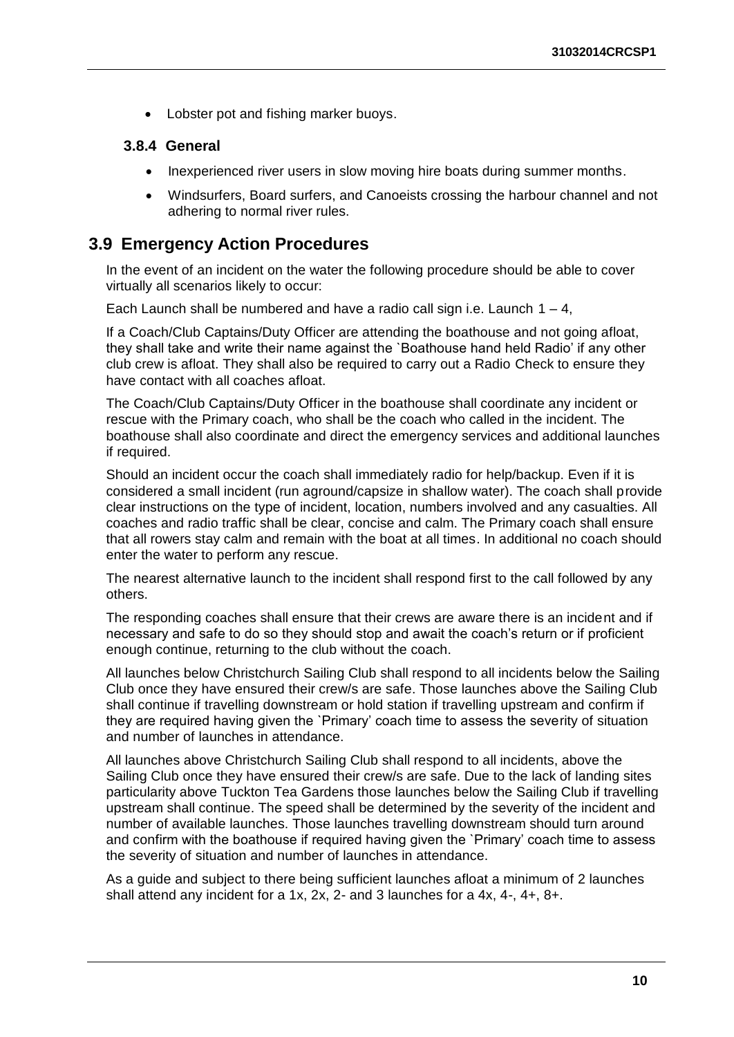- Lobster pot and fishing marker buoys.

### 3.8.4 General

- Inexperienced river users in slow moving hire boats during summer months.
- Windsurfers, Board surfers, and Canoeists crossing the harbour channel and not adhering to normal river rules.

## 3.9 Emergency Action Procedures

In the event of an incident on the water the following procedure should be able to cover virtually all scenarios likely to occur:

Each Launch shall be numbered and have a radio call sign i.e. Launch 1 – 4,

If a Coach/Club Captains/Duty Officer are attending the boathouse and not going afloat, they shall take and write their name against the `Boathouse hand held Radio' if any other club crew is afloat. They shall also be required to carry out a Radio Check to ensure they have contact with all coaches afloat.

The Coach/Club Captains/Duty Officer in the boathouse shall coordinate any incident or rescue with the Primary coach, who shall be the coach who called in the incident. The boathouse shall also coordinate and direct the emergency services and additional launches if required.

Should an incident occur the coach shall immediately radio for help/backup. Even if it is considered a small incident (run aground/capsize in shallow water). The coach shall provide clear instructions on the type of incident, location, numbers involved and any casualties. All coaches and radio traffic shall be clear, concise and calm. The Primary coach shall ensure that all rowers stay calm and remain with the boat at all times. In additional no coach should enter the water to perform any rescue.

The nearest alternative launch to the incident shall respond first to the call followed by any others.

The responding coaches shall ensure that their crews are aware there is an incident and if necessary and safe to do so they should stop and await the coach's return or if proficient enough continue, returning to the club without the coach.

All launches below Christchurch Sailing Club shall respond to all incidents below the Sailing Club once they have ensured their crew/s are safe. Those launches above the Sailing Club shall continue if travelling downstream or hold station if travelling upstream and confirm if they are required having given the `Primary' coach time to assess the severity of situation and number of launches in attendance.

All launches above Christchurch Sailing Club shall respond to all incidents, above the Sailing Club once they have ensured their crew/s are safe. Due to the lack of landing sites particularity above Tuckton Tea Gardens those launches below the Sailing Club if travelling upstream shall continue. The speed shall be determined by the severity of the incident and number of available launches. Those launches travelling downstream should turn around and confirm with the boathouse if required having given the `Primary' coach time to assess the severity of situation and number of launches in attendance.

As a guide and subject to there being sufficient launches afloat a minimum of 2 launches shall attend any incident for a 1x, 2x, 2- and 3 launches for a 4x, 4-, 4+, 8+.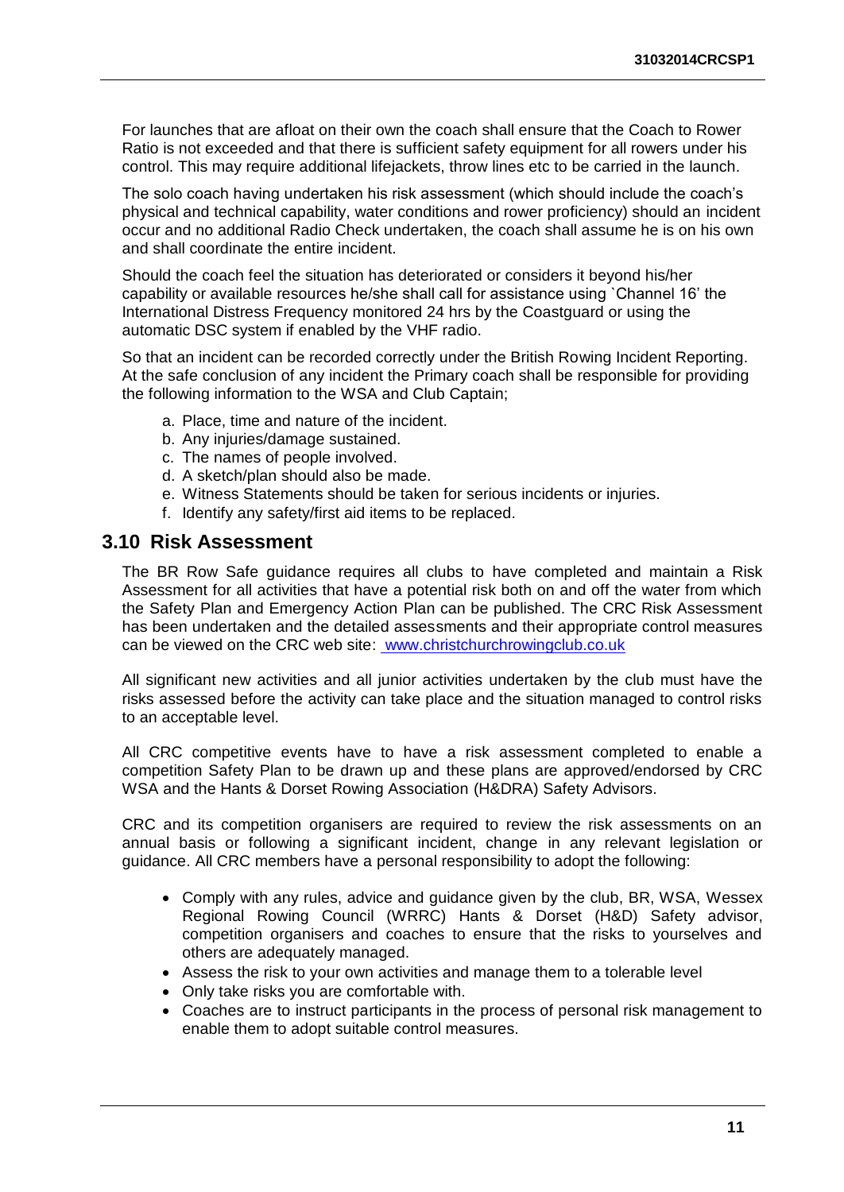For launches that are afloat on their own the coach shall ensure that the Coach to Rower Ratio is not exceeded and that there is sufficient safety equipment for all rowers under his control. This may require additional lifejackets, throw lines etc to be carried in the launch.

The solo coach having undertaken his risk assessment (which should include the coach's physical and technical capability, water conditions and rower proficiency) should an incident occur and no additional Radio Check undertaken, the coach shall assume he is on his own and shall coordinate the entire incident.

Should the coach feel the situation has deteriorated or considers it beyond his/her capability or available resources he/she shall call for assistance using `Channel 16' the International Distress Frequency monitored 24 hrs by the Coastguard or using the automatic DSC system if enabled by the VHF radio.

So that an incident can be recorded correctly under the British Rowing Incident Reporting. At the safe conclusion of any incident the Primary coach shall be responsible for providing the following information to the WSA and Club Captain;

a. Place, time and nature of the incident.
b. Any injuries/damage sustained.
c. The names of people involved.
d. A sketch/plan should also be made.
e. Witness Statements should be taken for serious incidents or injuries.
f. Identify any safety/first aid items to be replaced.

## 3.10 Risk Assessment

The BR Row Safe guidance requires all clubs to have completed and maintain a Risk Assessment for all activities that have a potential risk both on and off the water from which the Safety Plan and Emergency Action Plan can be published. The CRC Risk Assessment has been undertaken and the detailed assessments and their appropriate control measures can be viewed on the CRC web site: www.christchurchrowingclub.co.uk

All significant new activities and all junior activities undertaken by the club must have the risks assessed before the activity can take place and the situation managed to control risks to an acceptable level.

All CRC competitive events have to have a risk assessment completed to enable a competition Safety Plan to be drawn up and these plans are approved/endorsed by CRC WSA and the Hants & Dorset Rowing Association (H&DRA) Safety Advisors.

CRC and its competition organisers are required to review the risk assessments on an annual basis or following a significant incident, change in any relevant legislation or guidance. All CRC members have a personal responsibility to adopt the following:

- Comply with any rules, advice and guidance given by the club, BR, WSA, Wessex Regional Rowing Council (WRRC) Hants & Dorset (H&D) Safety advisor, competition organisers and coaches to ensure that the risks to yourselves and others are adequately managed.
- Assess the risk to your own activities and manage them to a tolerable level
- Only take risks you are comfortable with.
- Coaches are to instruct participants in the process of personal risk management to enable them to adopt suitable control measures.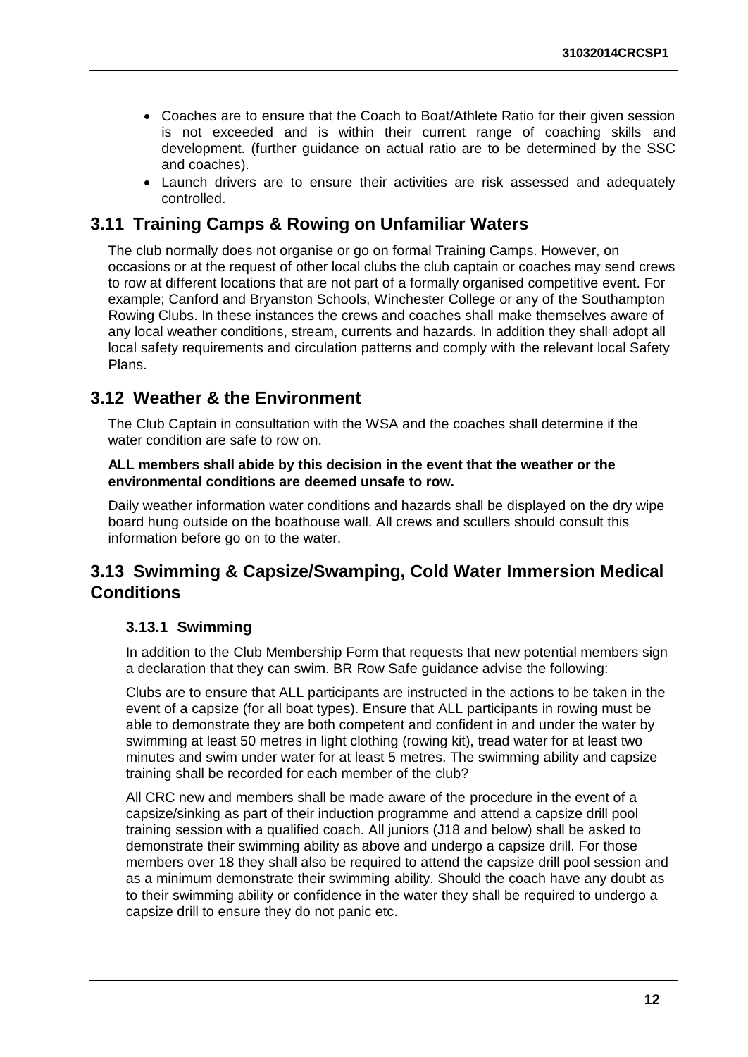- Coaches are to ensure that the Coach to Boat/Athlete Ratio for their given session is not exceeded and is within their current range of coaching skills and development. (further guidance on actual ratio are to be determined by the SSC and coaches).
- Launch drivers are to ensure their activities are risk assessed and adequately controlled.

## 3.11 Training Camps & Rowing on Unfamiliar Waters

The club normally does not organise or go on formal Training Camps. However, on occasions or at the request of other local clubs the club captain or coaches may send crews to row at different locations that are not part of a formally organised competitive event. For example; Canford and Bryanston Schools, Winchester College or any of the Southampton Rowing Clubs. In these instances the crews and coaches shall make themselves aware of any local weather conditions, stream, currents and hazards. In addition they shall adopt all local safety requirements and circulation patterns and comply with the relevant local Safety Plans.

## 3.12 Weather & the Environment

The Club Captain in consultation with the WSA and the coaches shall determine if the water condition are safe to row on.

**ALL members shall abide by this decision in the event that the weather or the environmental conditions are deemed unsafe to row.**

Daily weather information water conditions and hazards shall be displayed on the dry wipe board hung outside on the boathouse wall. All crews and scullers should consult this information before go on to the water.

## 3.13 Swimming & Capsize/Swamping, Cold Water Immersion Medical Conditions

### 3.13.1 Swimming

In addition to the Club Membership Form that requests that new potential members sign a declaration that they can swim. BR Row Safe guidance advise the following:

Clubs are to ensure that ALL participants are instructed in the actions to be taken in the event of a capsize (for all boat types). Ensure that ALL participants in rowing must be able to demonstrate they are both competent and confident in and under the water by swimming at least 50 metres in light clothing (rowing kit), tread water for at least two minutes and swim under water for at least 5 metres. The swimming ability and capsize training shall be recorded for each member of the club?

All CRC new and members shall be made aware of the procedure in the event of a capsize/sinking as part of their induction programme and attend a capsize drill pool training session with a qualified coach. All juniors (J18 and below) shall be asked to demonstrate their swimming ability as above and undergo a capsize drill. For those members over 18 they shall also be required to attend the capsize drill pool session and as a minimum demonstrate their swimming ability. Should the coach have any doubt as to their swimming ability or confidence in the water they shall be required to undergo a capsize drill to ensure they do not panic etc.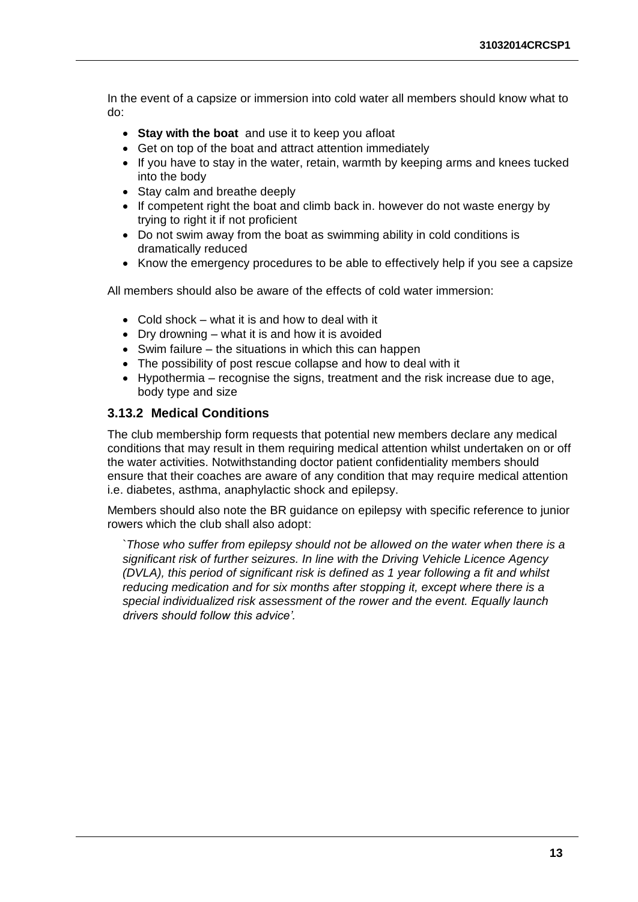In the event of a capsize or immersion into cold water all members should know what to do:

- **Stay with the boat** and use it to keep you afloat
- Get on top of the boat and attract attention immediately
- If you have to stay in the water, retain, warmth by keeping arms and knees tucked into the body
- Stay calm and breathe deeply
- If competent right the boat and climb back in. however do not waste energy by trying to right it if not proficient
- Do not swim away from the boat as swimming ability in cold conditions is dramatically reduced
- Know the emergency procedures to be able to effectively help if you see a capsize

All members should also be aware of the effects of cold water immersion:

- Cold shock – what it is and how to deal with it
- Dry drowning – what it is and how it is avoided
- Swim failure – the situations in which this can happen
- The possibility of post rescue collapse and how to deal with it
- Hypothermia – recognise the signs, treatment and the risk increase due to age, body type and size

### 3.13.2 Medical Conditions

The club membership form requests that potential new members declare any medical conditions that may result in them requiring medical attention whilst undertaken on or off the water activities. Notwithstanding doctor patient confidentiality members should ensure that their coaches are aware of any condition that may require medical attention i.e. diabetes, asthma, anaphylactic shock and epilepsy.

Members should also note the BR guidance on epilepsy with specific reference to junior rowers which the club shall also adopt:

> *`Those who suffer from epilepsy should not be allowed on the water when there is a significant risk of further seizures. In line with the Driving Vehicle Licence Agency (DVLA), this period of significant risk is defined as 1 year following a fit and whilst reducing medication and for six months after stopping it, except where there is a special individualized risk assessment of the rower and the event. Equally launch drivers should follow this advice'.*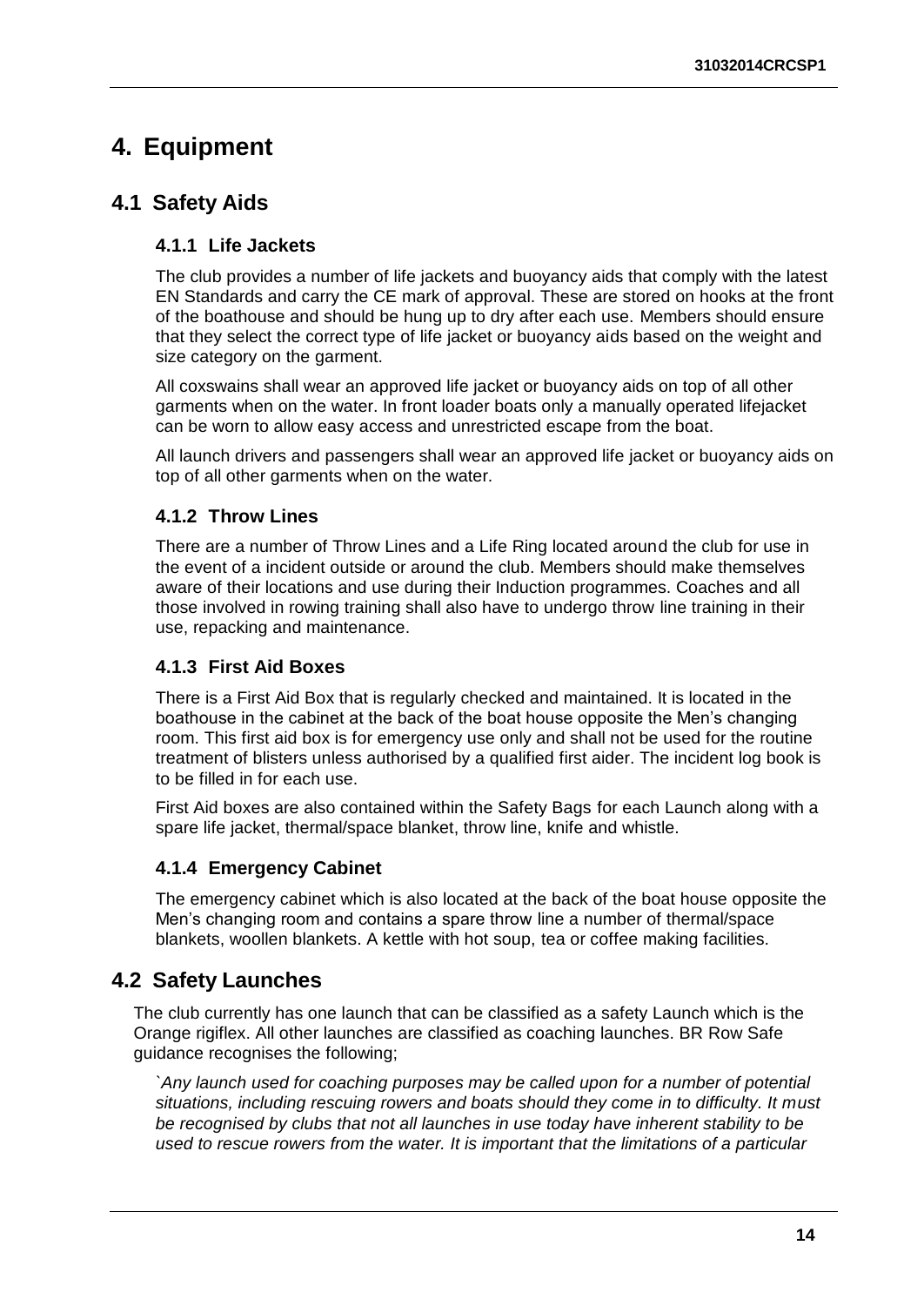# 4. Equipment

## 4.1 Safety Aids

### 4.1.1 Life Jackets

The club provides a number of life jackets and buoyancy aids that comply with the latest EN Standards and carry the CE mark of approval. These are stored on hooks at the front of the boathouse and should be hung up to dry after each use. Members should ensure that they select the correct type of life jacket or buoyancy aids based on the weight and size category on the garment.

All coxswains shall wear an approved life jacket or buoyancy aids on top of all other garments when on the water. In front loader boats only a manually operated lifejacket can be worn to allow easy access and unrestricted escape from the boat.

All launch drivers and passengers shall wear an approved life jacket or buoyancy aids on top of all other garments when on the water.

### 4.1.2 Throw Lines

There are a number of Throw Lines and a Life Ring located around the club for use in the event of a incident outside or around the club. Members should make themselves aware of their locations and use during their Induction programmes. Coaches and all those involved in rowing training shall also have to undergo throw line training in their use, repacking and maintenance.

### 4.1.3 First Aid Boxes

There is a First Aid Box that is regularly checked and maintained. It is located in the boathouse in the cabinet at the back of the boat house opposite the Men's changing room. This first aid box is for emergency use only and shall not be used for the routine treatment of blisters unless authorised by a qualified first aider. The incident log book is to be filled in for each use.

First Aid boxes are also contained within the Safety Bags for each Launch along with a spare life jacket, thermal/space blanket, throw line, knife and whistle.

### 4.1.4 Emergency Cabinet

The emergency cabinet which is also located at the back of the boat house opposite the Men's changing room and contains a spare throw line a number of thermal/space blankets, woollen blankets. A kettle with hot soup, tea or coffee making facilities.

## 4.2 Safety Launches

The club currently has one launch that can be classified as a safety Launch which is the Orange rigiflex. All other launches are classified as coaching launches. BR Row Safe guidance recognises the following;

*`Any launch used for coaching purposes may be called upon for a number of potential situations, including rescuing rowers and boats should they come in to difficulty. It must be recognised by clubs that not all launches in use today have inherent stability to be used to rescue rowers from the water. It is important that the limitations of a particular*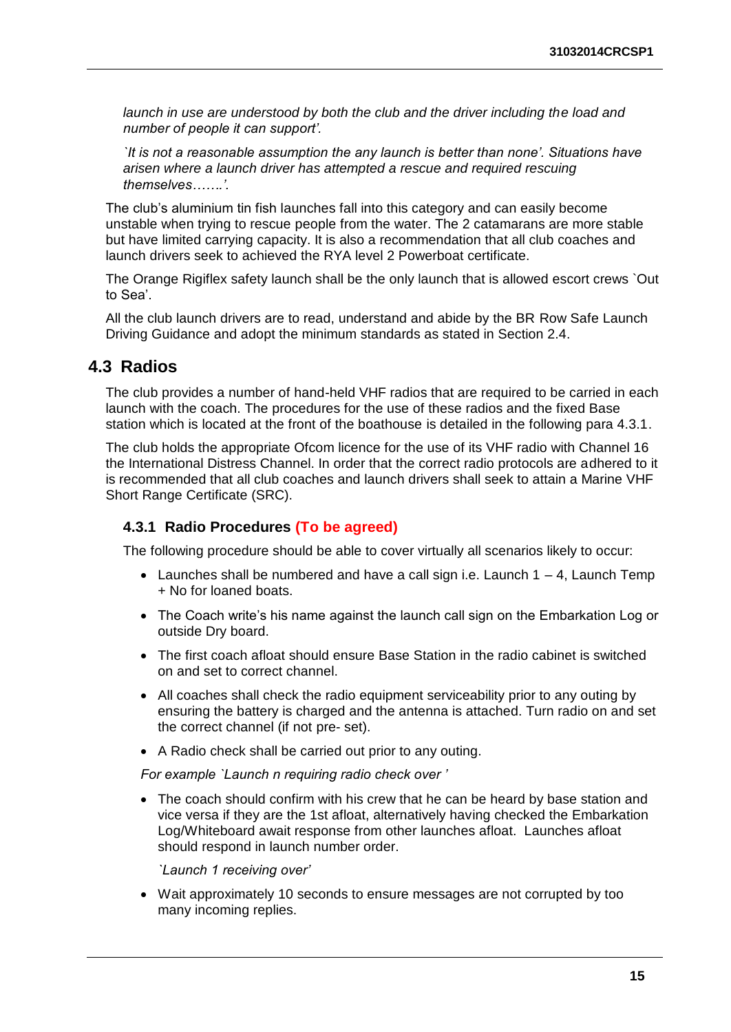*launch in use are understood by both the club and the driver including the load and number of people it can support'.*

*`It is not a reasonable assumption the any launch is better than none'. Situations have arisen where a launch driver has attempted a rescue and required rescuing themselves…….'.*

The club's aluminium tin fish launches fall into this category and can easily become unstable when trying to rescue people from the water. The 2 catamarans are more stable but have limited carrying capacity. It is also a recommendation that all club coaches and launch drivers seek to achieved the RYA level 2 Powerboat certificate.

The Orange Rigiflex safety launch shall be the only launch that is allowed escort crews `Out to Sea'.

All the club launch drivers are to read, understand and abide by the BR Row Safe Launch Driving Guidance and adopt the minimum standards as stated in Section 2.4.

## 4.3 Radios

The club provides a number of hand-held VHF radios that are required to be carried in each launch with the coach. The procedures for the use of these radios and the fixed Base station which is located at the front of the boathouse is detailed in the following para 4.3.1.

The club holds the appropriate Ofcom licence for the use of its VHF radio with Channel 16 the International Distress Channel. In order that the correct radio protocols are adhered to it is recommended that all club coaches and launch drivers shall seek to attain a Marine VHF Short Range Certificate (SRC).

### 4.3.1 Radio Procedures (To be agreed)

The following procedure should be able to cover virtually all scenarios likely to occur:

- Launches shall be numbered and have a call sign i.e. Launch 1 – 4, Launch Temp + No for loaned boats.
- The Coach write's his name against the launch call sign on the Embarkation Log or outside Dry board.
- The first coach afloat should ensure Base Station in the radio cabinet is switched on and set to correct channel.
- All coaches shall check the radio equipment serviceability prior to any outing by ensuring the battery is charged and the antenna is attached. Turn radio on and set the correct channel (if not pre- set).
- A Radio check shall be carried out prior to any outing.

*For example `Launch n requiring radio check over '*

- The coach should confirm with his crew that he can be heard by base station and vice versa if they are the 1st afloat, alternatively having checked the Embarkation Log/Whiteboard await response from other launches afloat. Launches afloat should respond in launch number order.

  *`Launch 1 receiving over'*

- Wait approximately 10 seconds to ensure messages are not corrupted by too many incoming replies.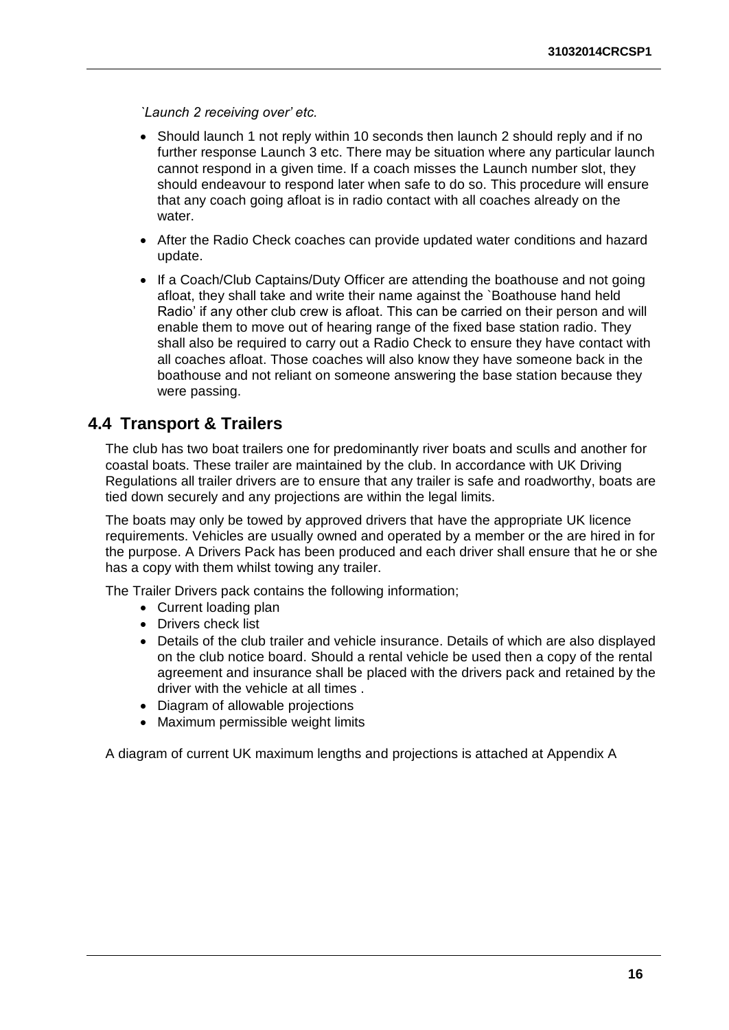*`Launch 2 receiving over' etc.*

- Should launch 1 not reply within 10 seconds then launch 2 should reply and if no further response Launch 3 etc. There may be situation where any particular launch cannot respond in a given time. If a coach misses the Launch number slot, they should endeavour to respond later when safe to do so. This procedure will ensure that any coach going afloat is in radio contact with all coaches already on the water.
- After the Radio Check coaches can provide updated water conditions and hazard update.
- If a Coach/Club Captains/Duty Officer are attending the boathouse and not going afloat, they shall take and write their name against the `Boathouse hand held Radio' if any other club crew is afloat. This can be carried on their person and will enable them to move out of hearing range of the fixed base station radio. They shall also be required to carry out a Radio Check to ensure they have contact with all coaches afloat. Those coaches will also know they have someone back in the boathouse and not reliant on someone answering the base station because they were passing.

## 4.4 Transport & Trailers

The club has two boat trailers one for predominantly river boats and sculls and another for coastal boats. These trailer are maintained by the club. In accordance with UK Driving Regulations all trailer drivers are to ensure that any trailer is safe and roadworthy, boats are tied down securely and any projections are within the legal limits.

The boats may only be towed by approved drivers that have the appropriate UK licence requirements. Vehicles are usually owned and operated by a member or the are hired in for the purpose. A Drivers Pack has been produced and each driver shall ensure that he or she has a copy with them whilst towing any trailer.

The Trailer Drivers pack contains the following information;

- Current loading plan
- Drivers check list
- Details of the club trailer and vehicle insurance. Details of which are also displayed on the club notice board. Should a rental vehicle be used then a copy of the rental agreement and insurance shall be placed with the drivers pack and retained by the driver with the vehicle at all times .
- Diagram of allowable projections
- Maximum permissible weight limits

A diagram of current UK maximum lengths and projections is attached at Appendix A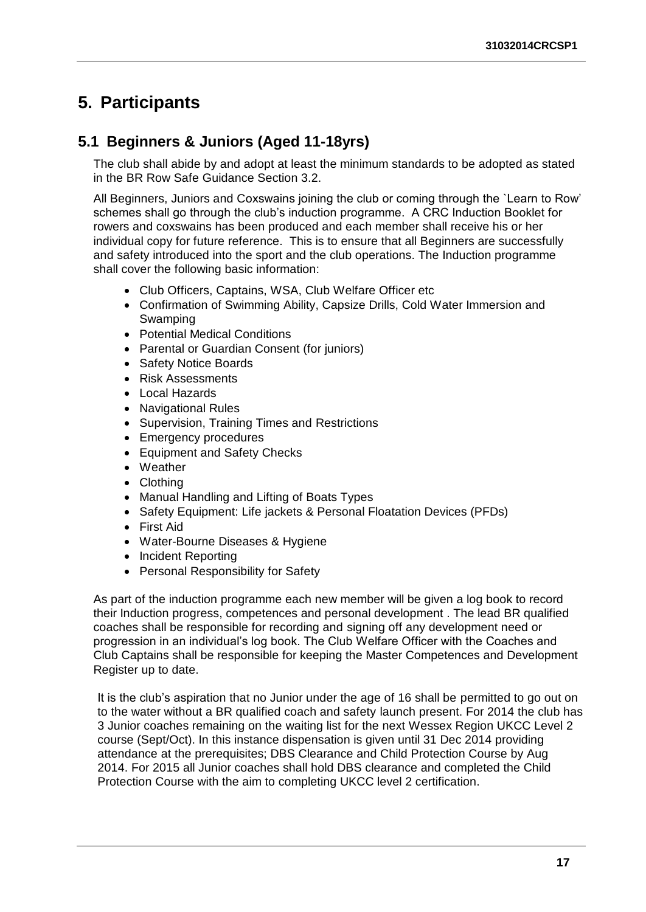# 5. Participants

## 5.1 Beginners & Juniors (Aged 11-18yrs)

The club shall abide by and adopt at least the minimum standards to be adopted as stated in the BR Row Safe Guidance Section 3.2.

All Beginners, Juniors and Coxswains joining the club or coming through the `Learn to Row' schemes shall go through the club's induction programme. A CRC Induction Booklet for rowers and coxswains has been produced and each member shall receive his or her individual copy for future reference. This is to ensure that all Beginners are successfully and safety introduced into the sport and the club operations. The Induction programme shall cover the following basic information:

- Club Officers, Captains, WSA, Club Welfare Officer etc
- Confirmation of Swimming Ability, Capsize Drills, Cold Water Immersion and Swamping
- Potential Medical Conditions
- Parental or Guardian Consent (for juniors)
- Safety Notice Boards
- Risk Assessments
- Local Hazards
- Navigational Rules
- Supervision, Training Times and Restrictions
- Emergency procedures
- Equipment and Safety Checks
- Weather
- Clothing
- Manual Handling and Lifting of Boats Types
- Safety Equipment: Life jackets & Personal Floatation Devices (PFDs)
- First Aid
- Water-Bourne Diseases & Hygiene
- Incident Reporting
- Personal Responsibility for Safety

As part of the induction programme each new member will be given a log book to record their Induction progress, competences and personal development . The lead BR qualified coaches shall be responsible for recording and signing off any development need or progression in an individual's log book. The Club Welfare Officer with the Coaches and Club Captains shall be responsible for keeping the Master Competences and Development Register up to date.

It is the club's aspiration that no Junior under the age of 16 shall be permitted to go out on to the water without a BR qualified coach and safety launch present. For 2014 the club has 3 Junior coaches remaining on the waiting list for the next Wessex Region UKCC Level 2 course (Sept/Oct). In this instance dispensation is given until 31 Dec 2014 providing attendance at the prerequisites; DBS Clearance and Child Protection Course by Aug 2014. For 2015 all Junior coaches shall hold DBS clearance and completed the Child Protection Course with the aim to completing UKCC level 2 certification.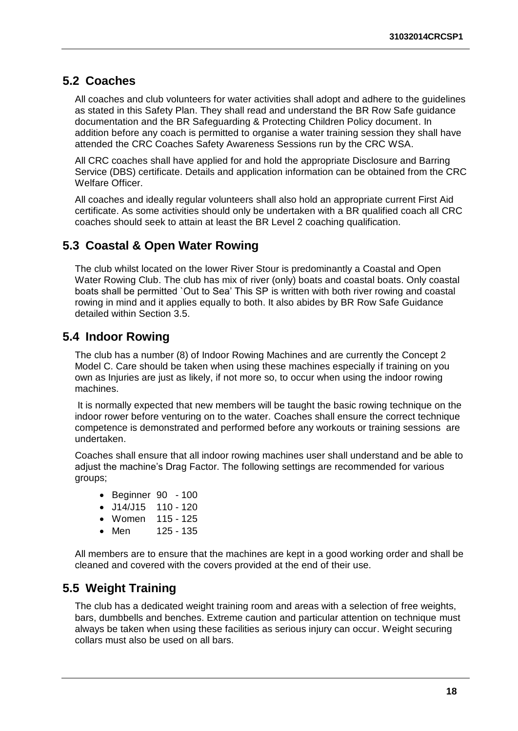## 5.2 Coaches

All coaches and club volunteers for water activities shall adopt and adhere to the guidelines as stated in this Safety Plan. They shall read and understand the BR Row Safe guidance documentation and the BR Safeguarding & Protecting Children Policy document. In addition before any coach is permitted to organise a water training session they shall have attended the CRC Coaches Safety Awareness Sessions run by the CRC WSA.

All CRC coaches shall have applied for and hold the appropriate Disclosure and Barring Service (DBS) certificate. Details and application information can be obtained from the CRC Welfare Officer.

All coaches and ideally regular volunteers shall also hold an appropriate current First Aid certificate. As some activities should only be undertaken with a BR qualified coach all CRC coaches should seek to attain at least the BR Level 2 coaching qualification.

## 5.3 Coastal & Open Water Rowing

The club whilst located on the lower River Stour is predominantly a Coastal and Open Water Rowing Club. The club has mix of river (only) boats and coastal boats. Only coastal boats shall be permitted `Out to Sea' This SP is written with both river rowing and coastal rowing in mind and it applies equally to both. It also abides by BR Row Safe Guidance detailed within Section 3.5.

## 5.4 Indoor Rowing

The club has a number (8) of Indoor Rowing Machines and are currently the Concept 2 Model C. Care should be taken when using these machines especially if training on you own as Injuries are just as likely, if not more so, to occur when using the indoor rowing machines.

It is normally expected that new members will be taught the basic rowing technique on the indoor rower before venturing on to the water. Coaches shall ensure the correct technique competence is demonstrated and performed before any workouts or training sessions are undertaken.

Coaches shall ensure that all indoor rowing machines user shall understand and be able to adjust the machine's Drag Factor. The following settings are recommended for various groups;

- Beginner 90 - 100
- J14/J15 110 - 120
- Women 115 - 125
- Men 125 - 135

All members are to ensure that the machines are kept in a good working order and shall be cleaned and covered with the covers provided at the end of their use.

## 5.5 Weight Training

The club has a dedicated weight training room and areas with a selection of free weights, bars, dumbbells and benches. Extreme caution and particular attention on technique must always be taken when using these facilities as serious injury can occur. Weight securing collars must also be used on all bars.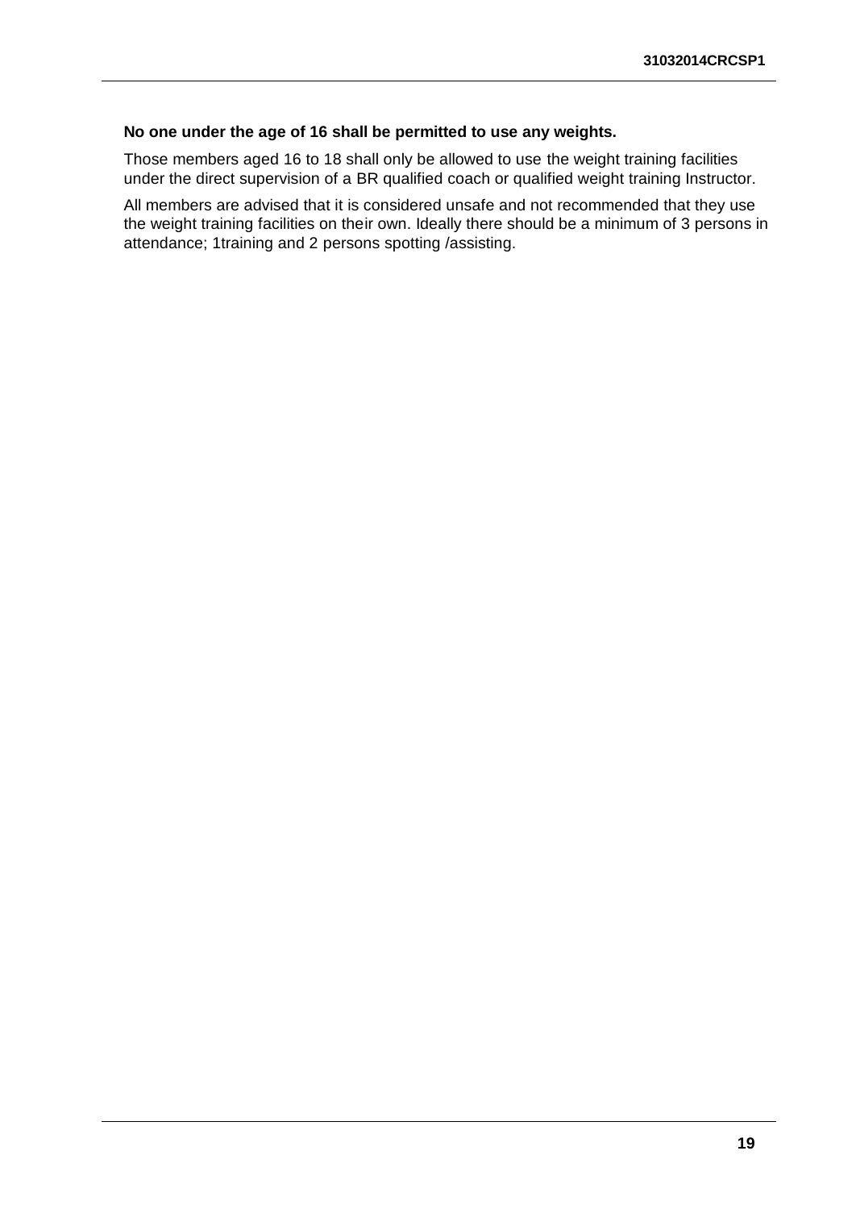**No one under the age of 16 shall be permitted to use any weights.**

Those members aged 16 to 18 shall only be allowed to use the weight training facilities under the direct supervision of a BR qualified coach or qualified weight training Instructor.

All members are advised that it is considered unsafe and not recommended that they use the weight training facilities on their own. Ideally there should be a minimum of 3 persons in attendance; 1training and 2 persons spotting /assisting.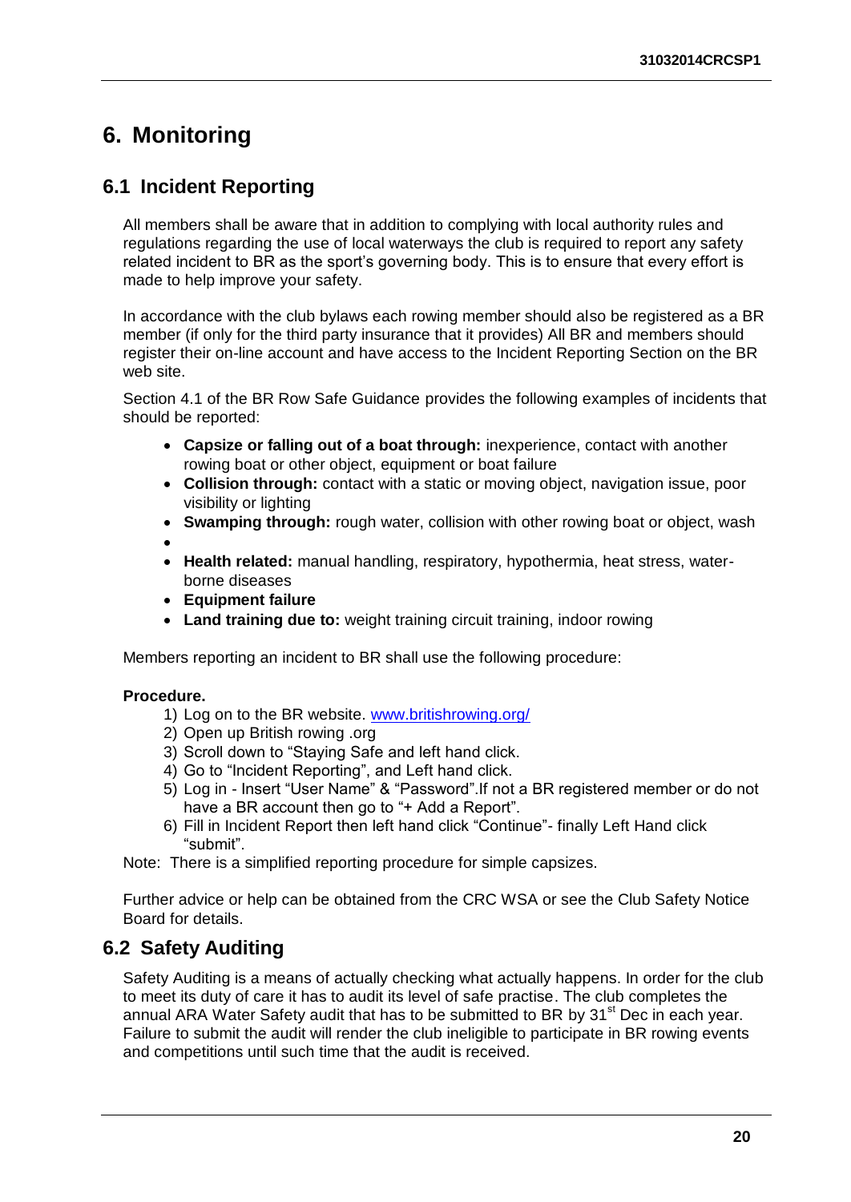# 6. Monitoring

## 6.1 Incident Reporting

All members shall be aware that in addition to complying with local authority rules and regulations regarding the use of local waterways the club is required to report any safety related incident to BR as the sport's governing body. This is to ensure that every effort is made to help improve your safety.

In accordance with the club bylaws each rowing member should also be registered as a BR member (if only for the third party insurance that it provides) All BR and members should register their on-line account and have access to the Incident Reporting Section on the BR web site.

Section 4.1 of the BR Row Safe Guidance provides the following examples of incidents that should be reported:

- **Capsize or falling out of a boat through:** inexperience, contact with another rowing boat or other object, equipment or boat failure
- **Collision through:** contact with a static or moving object, navigation issue, poor visibility or lighting
- **Swamping through:** rough water, collision with other rowing boat or object, wash
- 
- **Health related:** manual handling, respiratory, hypothermia, heat stress, water-borne diseases
- **Equipment failure**
- **Land training due to:** weight training circuit training, indoor rowing

Members reporting an incident to BR shall use the following procedure:

**Procedure.**

1) Log on to the BR website. [www.britishrowing.org/](http://www.britishrowing.org/)
2) Open up British rowing .org
3) Scroll down to "Staying Safe and left hand click.
4) Go to "Incident Reporting", and Left hand click.
5) Log in - Insert "User Name" & "Password".If not a BR registered member or do not have a BR account then go to "+ Add a Report".
6) Fill in Incident Report then left hand click "Continue"- finally Left Hand click "submit".

Note: There is a simplified reporting procedure for simple capsizes.

Further advice or help can be obtained from the CRC WSA or see the Club Safety Notice Board for details.

## 6.2 Safety Auditing

Safety Auditing is a means of actually checking what actually happens. In order for the club to meet its duty of care it has to audit its level of safe practise. The club completes the annual ARA Water Safety audit that has to be submitted to BR by 31st Dec in each year. Failure to submit the audit will render the club ineligible to participate in BR rowing events and competitions until such time that the audit is received.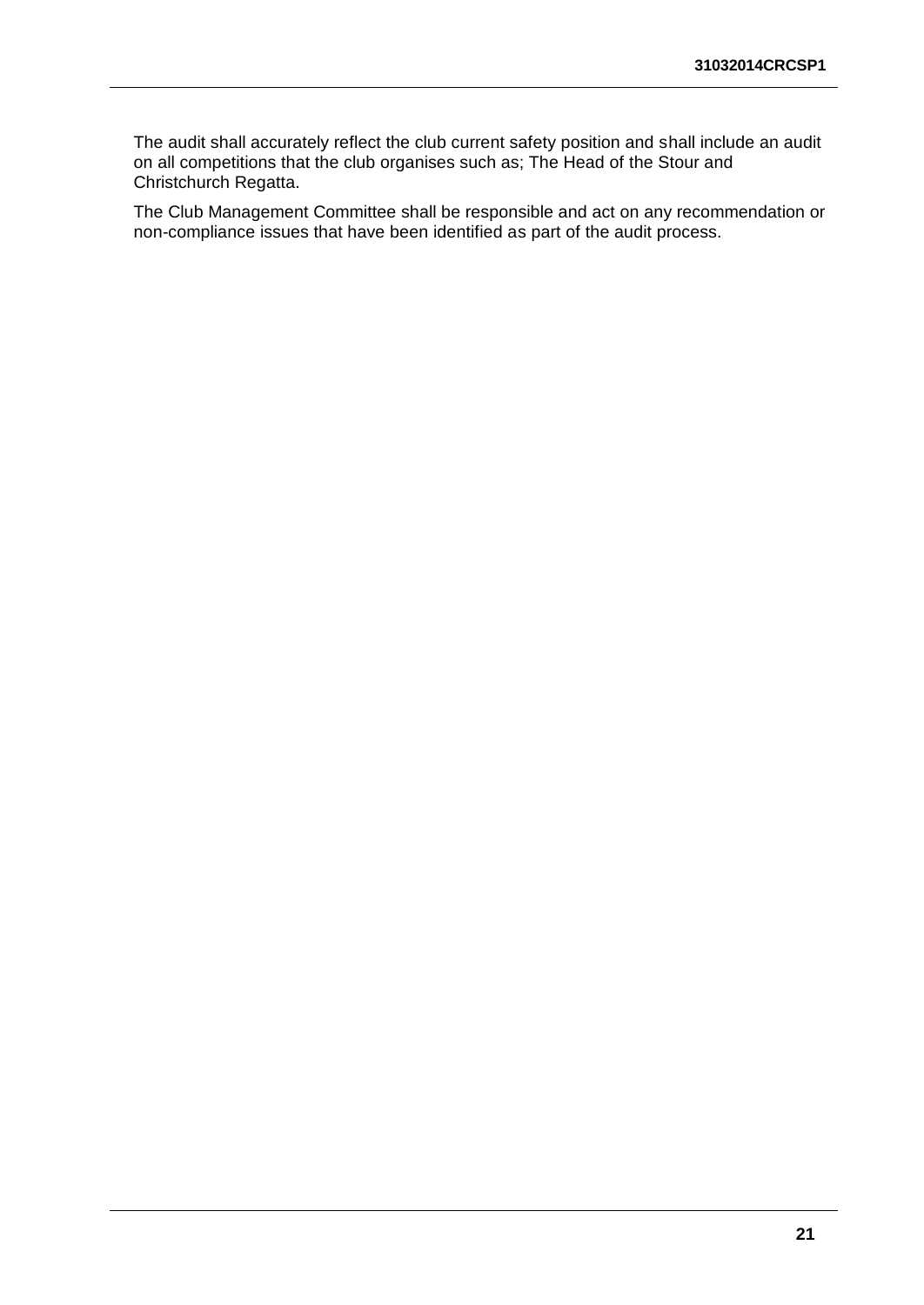The audit shall accurately reflect the club current safety position and shall include an audit on all competitions that the club organises such as; The Head of the Stour and Christchurch Regatta.

The Club Management Committee shall be responsible and act on any recommendation or non-compliance issues that have been identified as part of the audit process.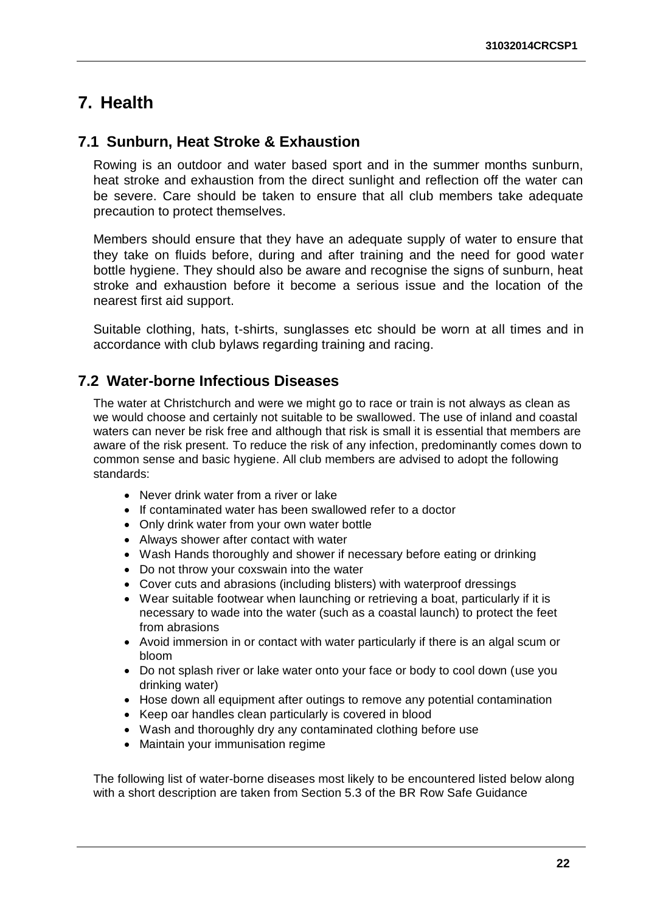# 7. Health

## 7.1 Sunburn, Heat Stroke & Exhaustion

Rowing is an outdoor and water based sport and in the summer months sunburn, heat stroke and exhaustion from the direct sunlight and reflection off the water can be severe. Care should be taken to ensure that all club members take adequate precaution to protect themselves.

Members should ensure that they have an adequate supply of water to ensure that they take on fluids before, during and after training and the need for good water bottle hygiene. They should also be aware and recognise the signs of sunburn, heat stroke and exhaustion before it become a serious issue and the location of the nearest first aid support.

Suitable clothing, hats, t-shirts, sunglasses etc should be worn at all times and in accordance with club bylaws regarding training and racing.

## 7.2 Water-borne Infectious Diseases

The water at Christchurch and were we might go to race or train is not always as clean as we would choose and certainly not suitable to be swallowed. The use of inland and coastal waters can never be risk free and although that risk is small it is essential that members are aware of the risk present. To reduce the risk of any infection, predominantly comes down to common sense and basic hygiene. All club members are advised to adopt the following standards:

- Never drink water from a river or lake
- If contaminated water has been swallowed refer to a doctor
- Only drink water from your own water bottle
- Always shower after contact with water
- Wash Hands thoroughly and shower if necessary before eating or drinking
- Do not throw your coxswain into the water
- Cover cuts and abrasions (including blisters) with waterproof dressings
- Wear suitable footwear when launching or retrieving a boat, particularly if it is necessary to wade into the water (such as a coastal launch) to protect the feet from abrasions
- Avoid immersion in or contact with water particularly if there is an algal scum or bloom
- Do not splash river or lake water onto your face or body to cool down (use you drinking water)
- Hose down all equipment after outings to remove any potential contamination
- Keep oar handles clean particularly is covered in blood
- Wash and thoroughly dry any contaminated clothing before use
- Maintain your immunisation regime

The following list of water-borne diseases most likely to be encountered listed below along with a short description are taken from Section 5.3 of the BR Row Safe Guidance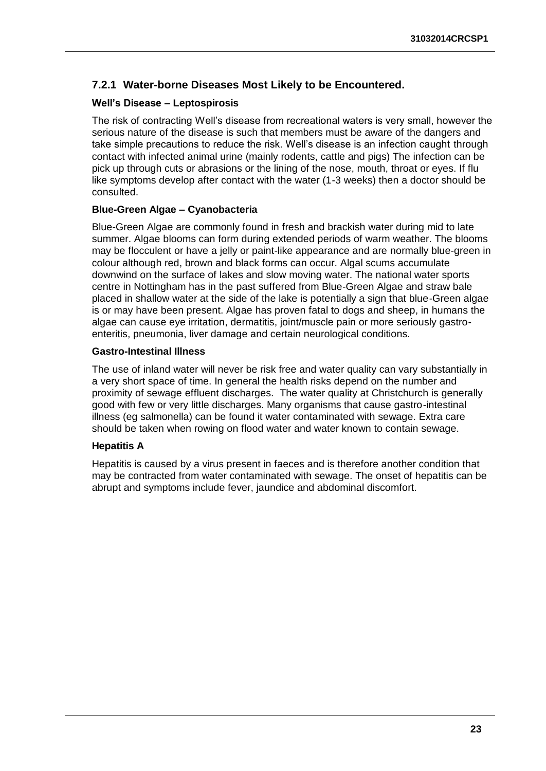### 7.2.1 Water-borne Diseases Most Likely to be Encountered.

**Well's Disease – Leptospirosis**

The risk of contracting Well's disease from recreational waters is very small, however the serious nature of the disease is such that members must be aware of the dangers and take simple precautions to reduce the risk. Well's disease is an infection caught through contact with infected animal urine (mainly rodents, cattle and pigs) The infection can be pick up through cuts or abrasions or the lining of the nose, mouth, throat or eyes. If flu like symptoms develop after contact with the water (1-3 weeks) then a doctor should be consulted.

**Blue-Green Algae – Cyanobacteria**

Blue-Green Algae are commonly found in fresh and brackish water during mid to late summer. Algae blooms can form during extended periods of warm weather. The blooms may be flocculent or have a jelly or paint-like appearance and are normally blue-green in colour although red, brown and black forms can occur. Algal scums accumulate downwind on the surface of lakes and slow moving water. The national water sports centre in Nottingham has in the past suffered from Blue-Green Algae and straw bale placed in shallow water at the side of the lake is potentially a sign that blue-Green algae is or may have been present. Algae has proven fatal to dogs and sheep, in humans the algae can cause eye irritation, dermatitis, joint/muscle pain or more seriously gastro-enteritis, pneumonia, liver damage and certain neurological conditions.

**Gastro-Intestinal Illness**

The use of inland water will never be risk free and water quality can vary substantially in a very short space of time. In general the health risks depend on the number and proximity of sewage effluent discharges. The water quality at Christchurch is generally good with few or very little discharges. Many organisms that cause gastro-intestinal illness (eg salmonella) can be found it water contaminated with sewage. Extra care should be taken when rowing on flood water and water known to contain sewage.

**Hepatitis A**

Hepatitis is caused by a virus present in faeces and is therefore another condition that may be contracted from water contaminated with sewage. The onset of hepatitis can be abrupt and symptoms include fever, jaundice and abdominal discomfort.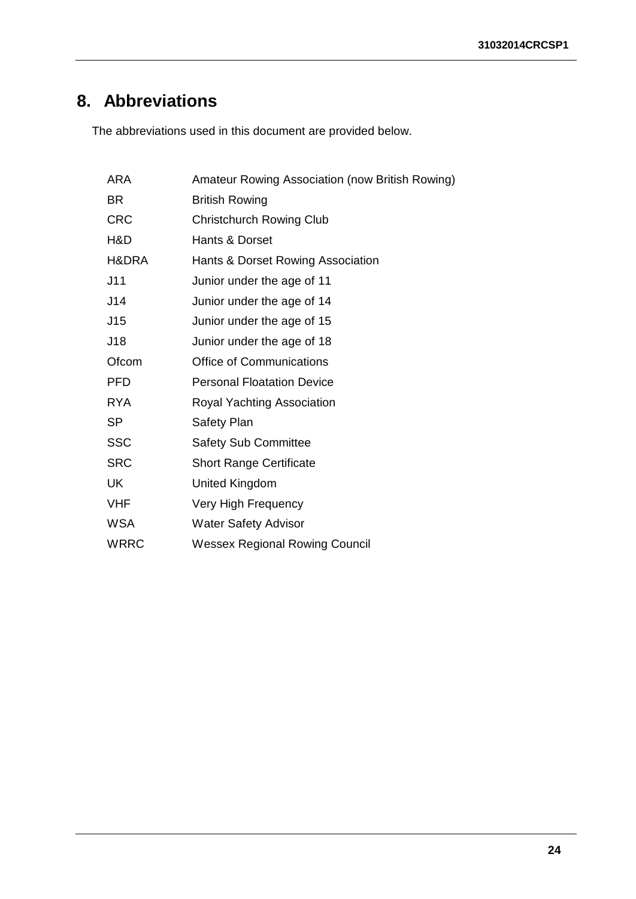## 8. Abbreviations

The abbreviations used in this document are provided below.

| | |
|---|---|
| ARA | Amateur Rowing Association (now British Rowing) |
| BR | British Rowing |
| CRC | Christchurch Rowing Club |
| H&D | Hants & Dorset |
| H&DRA | Hants & Dorset Rowing Association |
| J11 | Junior under the age of 11 |
| J14 | Junior under the age of 14 |
| J15 | Junior under the age of 15 |
| J18 | Junior under the age of 18 |
| Ofcom | Office of Communications |
| PFD | Personal Floatation Device |
| RYA | Royal Yachting Association |
| SP | Safety Plan |
| SSC | Safety Sub Committee |
| SRC | Short Range Certificate |
| UK | United Kingdom |
| VHF | Very High Frequency |
| WSA | Water Safety Advisor |
| WRRC | Wessex Regional Rowing Council |